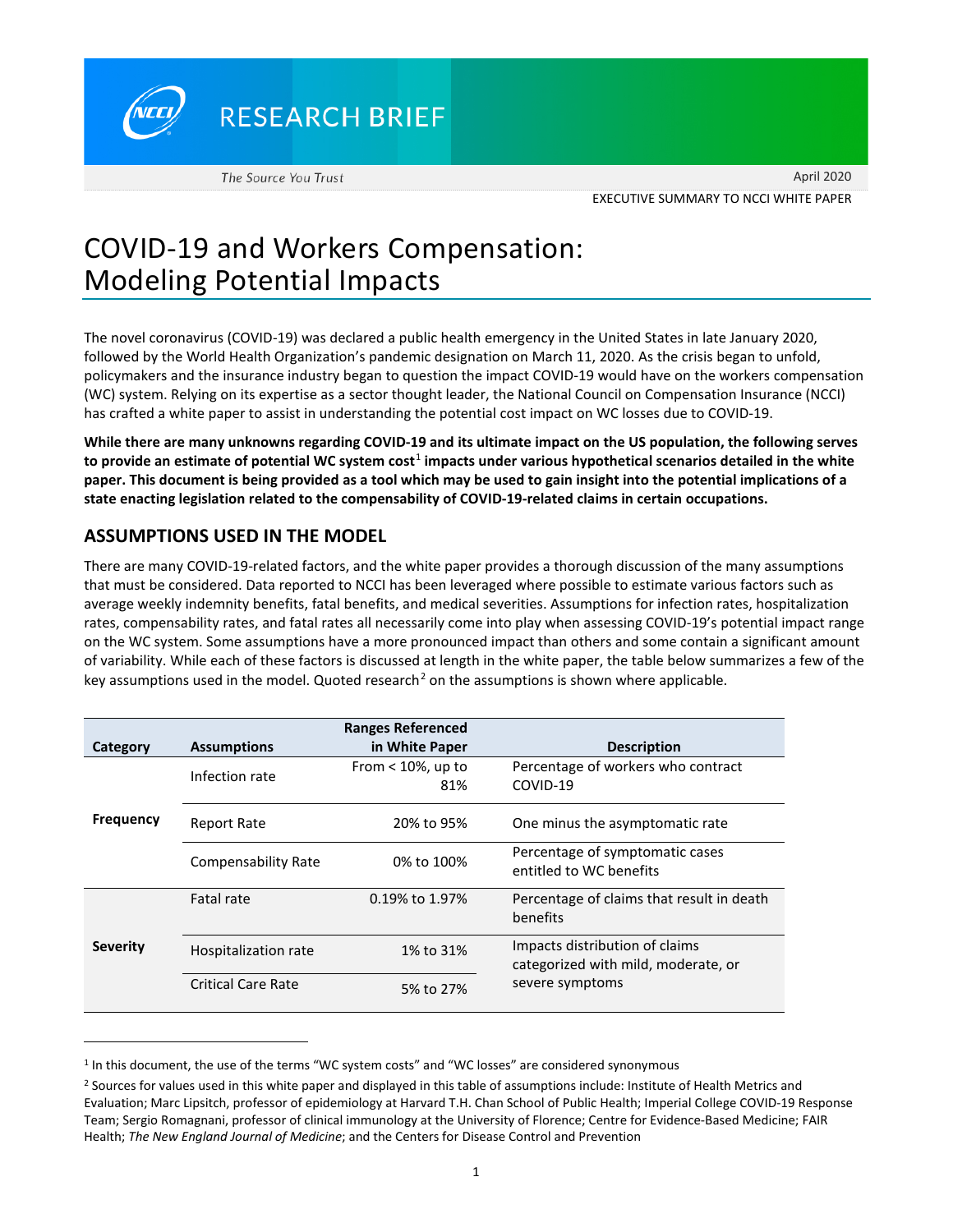RESEARCH BRIEF

*The Source You Trust*

April 2020

EXECUTIVE SUMMARY TO NCCI WHITE PAPER

# COVID-19 and Workers Compensation: Modeling Potential Impacts

The novel coronavirus (COVID-19) was declared a public health emergency in the United States in late January 2020, followed by the World Health Organization's pandemic designation on March 11, 2020. As the crisis began to unfold, policymakers and the insurance industry began to question the impact COVID-19 would have on the workers compensation (WC) system. Relying on its expertise as a sector thought leader, the National Council on Compensation Insurance (NCCI) has crafted a white paper to assist in understanding the potential cost impact on WC losses due to COVID-19.

**While there are many unknowns regarding COVID-19 and its ultimate impact on the US population, the following serves to provide an estimate of potential WC system cost[1] impacts under various hypothetical scenarios detailed in the white paper. This document is being provided as a tool which may be used to gain insight into the potential implications of a state enacting legislation related to the compensability of COVID-19-related claims in certain occupations.**

## ASSUMPTIONS USED IN THE MODEL

There are many COVID-19-related factors, and the white paper provides a thorough discussion of the many assumptions that must be considered. Data reported to NCCI has been leveraged where possible to estimate various factors such as average weekly indemnity benefits, fatal benefits, and medical severities. Assumptions for infection rates, hospitalization rates, compensability rates, and fatal rates all necessarily come into play when assessing COVID-19's potential impact range on the WC system. Some assumptions have a more pronounced impact than others and some contain a significant amount of variability. While each of these factors is discussed at length in the white paper, the table below summarizes a few of the key assumptions used in the model. Quoted research[2] on the assumptions is shown where applicable.

| Category | Assumptions | Ranges Referenced in White Paper | Description |
|---|---|---|---|
| Frequency | Infection rate | From < 10%, up to 81% | Percentage of workers who contract COVID-19 |
| | Report Rate | 20% to 95% | One minus the asymptomatic rate |
| | Compensability Rate | 0% to 100% | Percentage of symptomatic cases entitled to WC benefits |
| Severity | Fatal rate | 0.19% to 1.97% | Percentage of claims that result in death benefits |
| | Hospitalization rate | 1% to 31% | Impacts distribution of claims categorized with mild, moderate, or severe symptoms |
| | Critical Care Rate | 5% to 27% | |

[1] In this document, the use of the terms "WC system costs" and "WC losses" are considered synonymous

[2] Sources for values used in this white paper and displayed in this table of assumptions include: Institute of Health Metrics and Evaluation; Marc Lipsitch, professor of epidemiology at Harvard T.H. Chan School of Public Health; Imperial College COVID-19 Response Team; Sergio Romagnani, professor of clinical immunology at the University of Florence; Centre for Evidence-Based Medicine; FAIR Health; *The New England Journal of Medicine*; and the Centers for Disease Control and Prevention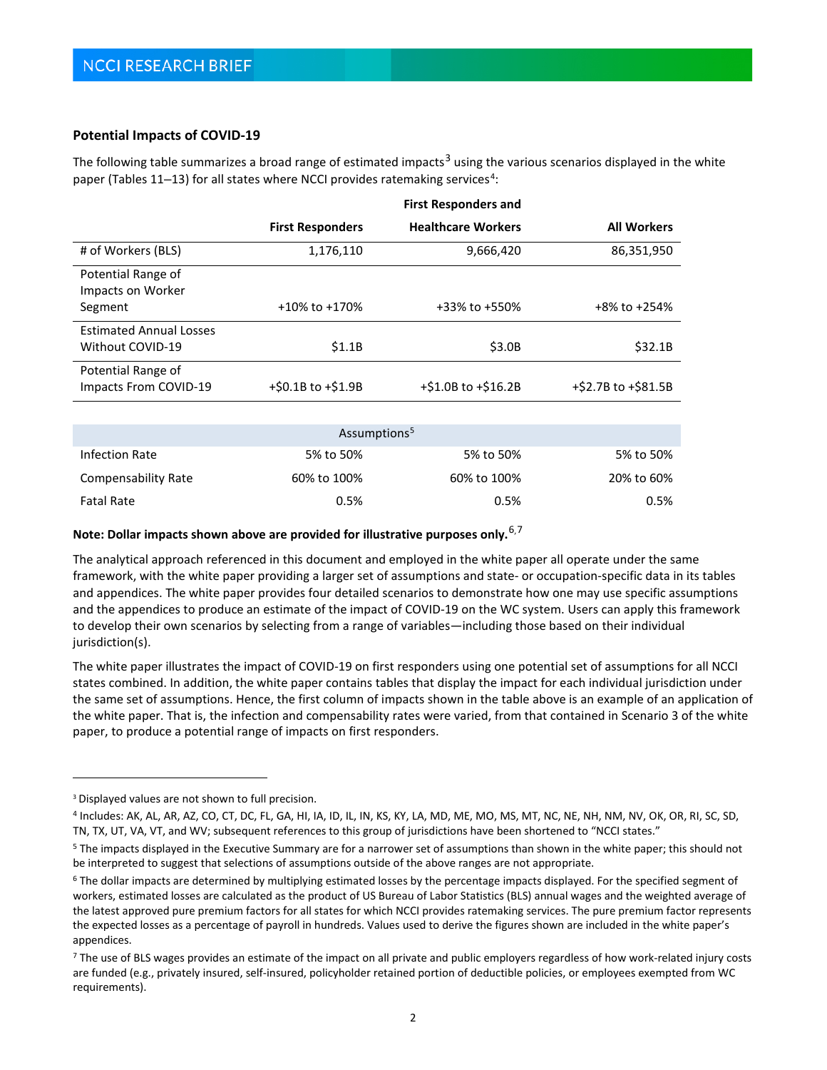### Potential Impacts of COVID-19

The following table summarizes a broad range of estimated impacts[3] using the various scenarios displayed in the white paper (Tables 11–13) for all states where NCCI provides ratemaking services[4]:

| | First Responders | First Responders and Healthcare Workers | All Workers |
|---|---|---|---|
| # of Workers (BLS) | 1,176,110 | 9,666,420 | 86,351,950 |
| Potential Range of Impacts on Worker Segment | +10% to +170% | +33% to +550% | +8% to +254% |
| Estimated Annual Losses Without COVID-19 | $1.1B | $3.0B | $32.1B |
| Potential Range of Impacts From COVID-19 | +$0.1B to +$1.9B | +$1.0B to +$16.2B | +$2.7B to +$81.5B |
| Assumptions[5] | | | |
| Infection Rate | 5% to 50% | 5% to 50% | 5% to 50% |
| Compensability Rate | 60% to 100% | 60% to 100% | 20% to 60% |
| Fatal Rate | 0.5% | 0.5% | 0.5% |

**Note: Dollar impacts shown above are provided for illustrative purposes only.**[6,7]

The analytical approach referenced in this document and employed in the white paper all operate under the same framework, with the white paper providing a larger set of assumptions and state- or occupation-specific data in its tables and appendices. The white paper provides four detailed scenarios to demonstrate how one may use specific assumptions and the appendices to produce an estimate of the impact of COVID-19 on the WC system. Users can apply this framework to develop their own scenarios by selecting from a range of variables—including those based on their individual jurisdiction(s).

The white paper illustrates the impact of COVID-19 on first responders using one potential set of assumptions for all NCCI states combined. In addition, the white paper contains tables that display the impact for each individual jurisdiction under the same set of assumptions. Hence, the first column of impacts shown in the table above is an example of an application of the white paper. That is, the infection and compensability rates were varied, from that contained in Scenario 3 of the white paper, to produce a potential range of impacts on first responders.

---

[3] Displayed values are not shown to full precision.

[4] Includes: AK, AL, AR, AZ, CO, CT, DC, FL, GA, HI, IA, ID, IL, IN, KS, KY, LA, MD, ME, MO, MS, MT, NC, NE, NH, NM, NV, OK, OR, RI, SC, SD, TN, TX, UT, VA, VT, and WV; subsequent references to this group of jurisdictions have been shortened to "NCCI states."

[5] The impacts displayed in the Executive Summary are for a narrower set of assumptions than shown in the white paper; this should not be interpreted to suggest that selections of assumptions outside of the above ranges are not appropriate.

[6] The dollar impacts are determined by multiplying estimated losses by the percentage impacts displayed. For the specified segment of workers, estimated losses are calculated as the product of US Bureau of Labor Statistics (BLS) annual wages and the weighted average of the latest approved pure premium factors for all states for which NCCI provides ratemaking services. The pure premium factor represents the expected losses as a percentage of payroll in hundreds. Values used to derive the figures shown are included in the white paper's appendices.

[7] The use of BLS wages provides an estimate of the impact on all private and public employers regardless of how work-related injury costs are funded (e.g., privately insured, self-insured, policyholder retained portion of deductible policies, or employees exempted from WC requirements).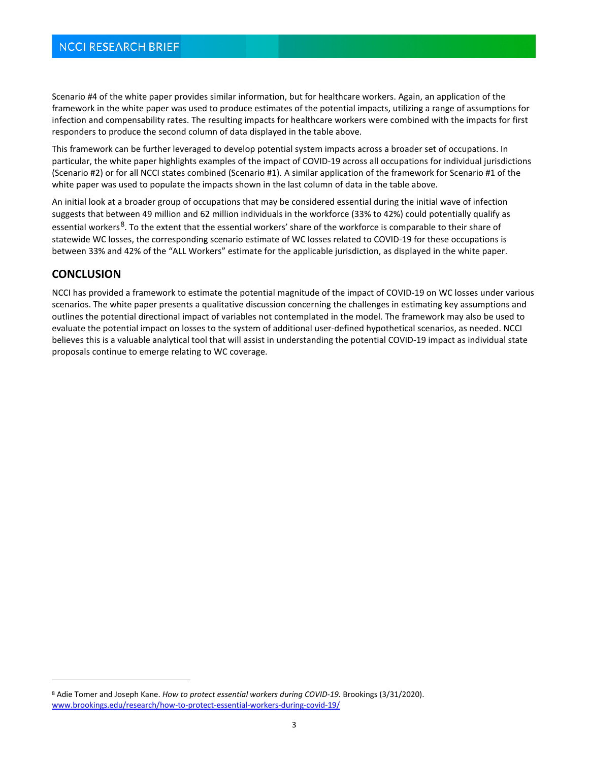Scenario #4 of the white paper provides similar information, but for healthcare workers. Again, an application of the framework in the white paper was used to produce estimates of the potential impacts, utilizing a range of assumptions for infection and compensability rates. The resulting impacts for healthcare workers were combined with the impacts for first responders to produce the second column of data displayed in the table above.

This framework can be further leveraged to develop potential system impacts across a broader set of occupations. In particular, the white paper highlights examples of the impact of COVID-19 across all occupations for individual jurisdictions (Scenario #2) or for all NCCI states combined (Scenario #1). A similar application of the framework for Scenario #1 of the white paper was used to populate the impacts shown in the last column of data in the table above.

An initial look at a broader group of occupations that may be considered essential during the initial wave of infection suggests that between 49 million and 62 million individuals in the workforce (33% to 42%) could potentially qualify as essential workers[8]. To the extent that the essential workers' share of the workforce is comparable to their share of statewide WC losses, the corresponding scenario estimate of WC losses related to COVID-19 for these occupations is between 33% and 42% of the "ALL Workers" estimate for the applicable jurisdiction, as displayed in the white paper.

## CONCLUSION

NCCI has provided a framework to estimate the potential magnitude of the impact of COVID-19 on WC losses under various scenarios. The white paper presents a qualitative discussion concerning the challenges in estimating key assumptions and outlines the potential directional impact of variables not contemplated in the model. The framework may also be used to evaluate the potential impact on losses to the system of additional user-defined hypothetical scenarios, as needed. NCCI believes this is a valuable analytical tool that will assist in understanding the potential COVID-19 impact as individual state proposals continue to emerge relating to WC coverage.

---

[8] Adie Tomer and Joseph Kane. *How to protect essential workers during COVID-19.* Brookings (3/31/2020). www.brookings.edu/research/how-to-protect-essential-workers-during-covid-19/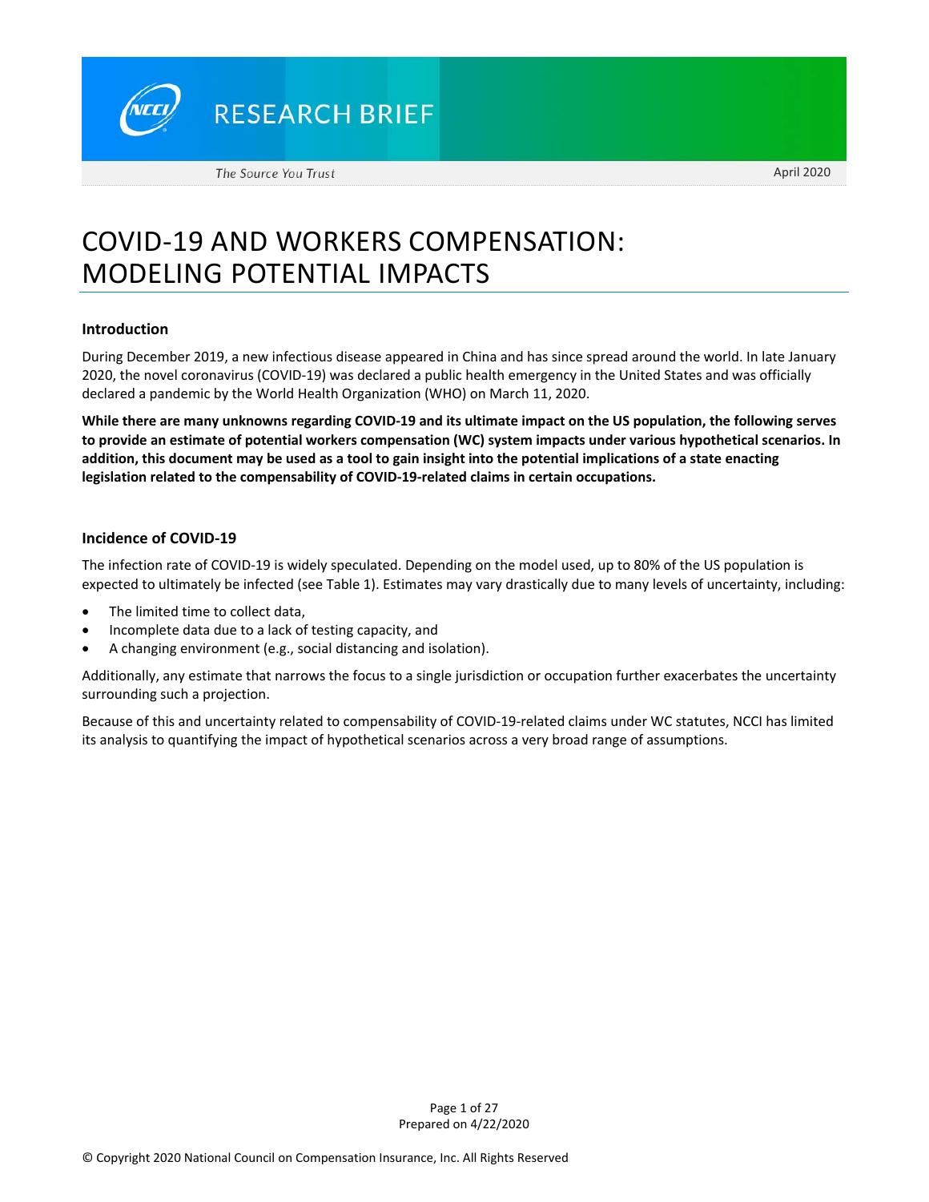# COVID-19 AND WORKERS COMPENSATION: MODELING POTENTIAL IMPACTS

## Introduction

During December 2019, a new infectious disease appeared in China and has since spread around the world. In late January 2020, the novel coronavirus (COVID-19) was declared a public health emergency in the United States and was officially declared a pandemic by the World Health Organization (WHO) on March 11, 2020.

**While there are many unknowns regarding COVID-19 and its ultimate impact on the US population, the following serves to provide an estimate of potential workers compensation (WC) system impacts under various hypothetical scenarios. In addition, this document may be used as a tool to gain insight into the potential implications of a state enacting legislation related to the compensability of COVID-19-related claims in certain occupations.**

## Incidence of COVID-19

The infection rate of COVID-19 is widely speculated. Depending on the model used, up to 80% of the US population is expected to ultimately be infected (see Table 1). Estimates may vary drastically due to many levels of uncertainty, including:

- The limited time to collect data,
- Incomplete data due to a lack of testing capacity, and
- A changing environment (e.g., social distancing and isolation).

Additionally, any estimate that narrows the focus to a single jurisdiction or occupation further exacerbates the uncertainty surrounding such a projection.

Because of this and uncertainty related to compensability of COVID-19-related claims under WC statutes, NCCI has limited its analysis to quantifying the impact of hypothetical scenarios across a very broad range of assumptions.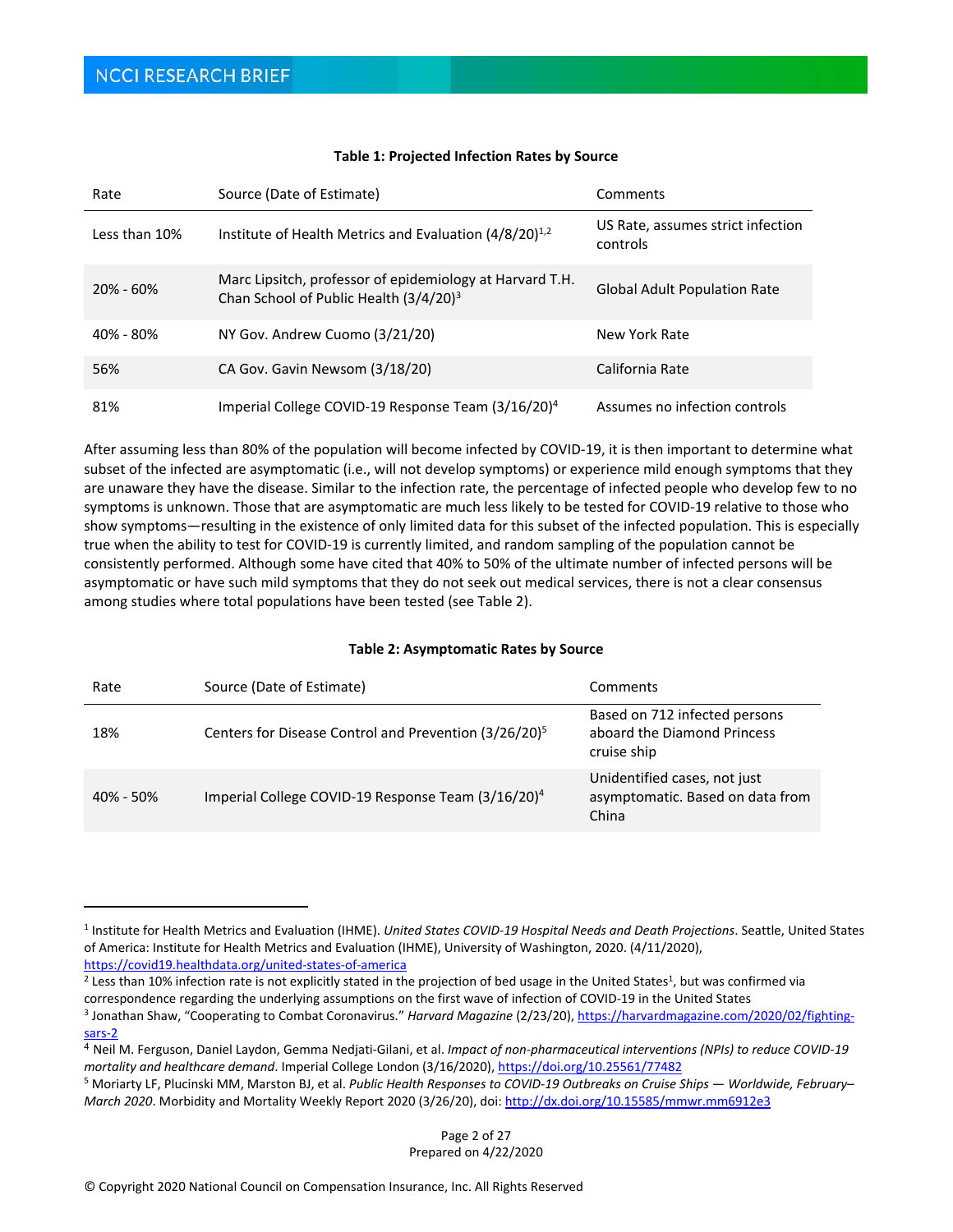**Table 1: Projected Infection Rates by Source**

| Rate | Source (Date of Estimate) | Comments |
|---|---|---|
| Less than 10% | Institute of Health Metrics and Evaluation (4/8/20)[1,2] | US Rate, assumes strict infection controls |
| 20% - 60% | Marc Lipsitch, professor of epidemiology at Harvard T.H. Chan School of Public Health (3/4/20)[3] | Global Adult Population Rate |
| 40% - 80% | NY Gov. Andrew Cuomo (3/21/20) | New York Rate |
| 56% | CA Gov. Gavin Newsom (3/18/20) | California Rate |
| 81% | Imperial College COVID-19 Response Team (3/16/20)[4] | Assumes no infection controls |

After assuming less than 80% of the population will become infected by COVID-19, it is then important to determine what subset of the infected are asymptomatic (i.e., will not develop symptoms) or experience mild enough symptoms that they are unaware they have the disease. Similar to the infection rate, the percentage of infected people who develop few to no symptoms is unknown. Those that are asymptomatic are much less likely to be tested for COVID-19 relative to those who show symptoms—resulting in the existence of only limited data for this subset of the infected population. This is especially true when the ability to test for COVID-19 is currently limited, and random sampling of the population cannot be consistently performed. Although some have cited that 40% to 50% of the ultimate number of infected persons will be asymptomatic or have such mild symptoms that they do not seek out medical services, there is not a clear consensus among studies where total populations have been tested (see Table 2).

**Table 2: Asymptomatic Rates by Source**

| Rate | Source (Date of Estimate) | Comments |
|---|---|---|
| 18% | Centers for Disease Control and Prevention (3/26/20)[5] | Based on 712 infected persons aboard the Diamond Princess cruise ship |
| 40% - 50% | Imperial College COVID-19 Response Team (3/16/20)[4] | Unidentified cases, not just asymptomatic. Based on data from China |

---

[1] Institute for Health Metrics and Evaluation (IHME). *United States COVID-19 Hospital Needs and Death Projections*. Seattle, United States of America: Institute for Health Metrics and Evaluation (IHME), University of Washington, 2020. (4/11/2020), https://covid19.healthdata.org/united-states-of-america

[2] Less than 10% infection rate is not explicitly stated in the projection of bed usage in the United States[1], but was confirmed via correspondence regarding the underlying assumptions on the first wave of infection of COVID-19 in the United States

[3] Jonathan Shaw, "Cooperating to Combat Coronavirus." *Harvard Magazine* (2/23/20), https://harvardmagazine.com/2020/02/fighting-sars-2

[4] Neil M. Ferguson, Daniel Laydon, Gemma Nedjati-Gilani, et al. *Impact of non-pharmaceutical interventions (NPIs) to reduce COVID-19 mortality and healthcare demand*. Imperial College London (3/16/2020), https://doi.org/10.25561/77482

[5] Moriarty LF, Plucinski MM, Marston BJ, et al. *Public Health Responses to COVID-19 Outbreaks on Cruise Ships — Worldwide, February–March 2020*. Morbidity and Mortality Weekly Report 2020 (3/26/20), doi: http://dx.doi.org/10.15585/mmwr.mm6912e3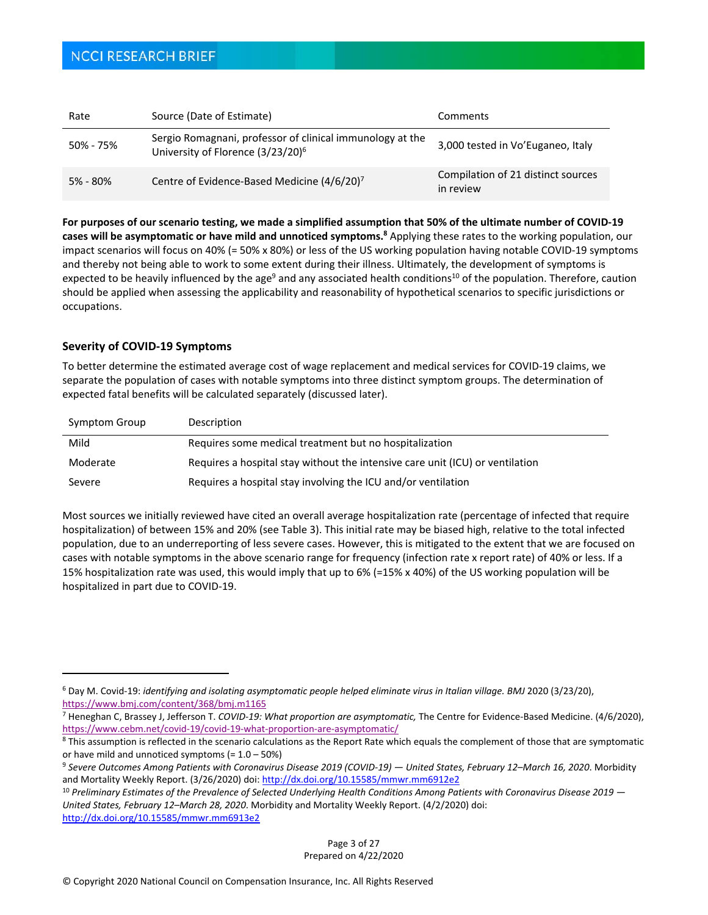| Rate | Source (Date of Estimate) | Comments |
|---|---|---|
| 50% - 75% | Sergio Romagnani, professor of clinical immunology at the University of Florence (3/23/20)[6] | 3,000 tested in Vo'Euganeo, Italy |
| 5% - 80% | Centre of Evidence-Based Medicine (4/6/20)[7] | Compilation of 21 distinct sources in review |

**For purposes of our scenario testing, we made a simplified assumption that 50% of the ultimate number of COVID-19 cases will be asymptomatic or have mild and unnoticed symptoms.[8]** Applying these rates to the working population, our impact scenarios will focus on 40% (= 50% x 80%) or less of the US working population having notable COVID-19 symptoms and thereby not being able to work to some extent during their illness. Ultimately, the development of symptoms is expected to be heavily influenced by the age[9] and any associated health conditions[10] of the population. Therefore, caution should be applied when assessing the applicability and reasonability of hypothetical scenarios to specific jurisdictions or occupations.

### Severity of COVID-19 Symptoms

To better determine the estimated average cost of wage replacement and medical services for COVID-19 claims, we separate the population of cases with notable symptoms into three distinct symptom groups. The determination of expected fatal benefits will be calculated separately (discussed later).

| Symptom Group | Description |
|---|---|
| Mild | Requires some medical treatment but no hospitalization |
| Moderate | Requires a hospital stay without the intensive care unit (ICU) or ventilation |
| Severe | Requires a hospital stay involving the ICU and/or ventilation |

Most sources we initially reviewed have cited an overall average hospitalization rate (percentage of infected that require hospitalization) of between 15% and 20% (see Table 3). This initial rate may be biased high, relative to the total infected population, due to an underreporting of less severe cases. However, this is mitigated to the extent that we are focused on cases with notable symptoms in the above scenario range for frequency (infection rate x report rate) of 40% or less. If a 15% hospitalization rate was used, this would imply that up to 6% (=15% x 40%) of the US working population will be hospitalized in part due to COVID-19.

---

[6] Day M. Covid-19: *identifying and isolating asymptomatic people helped eliminate virus in Italian village. BMJ* 2020 (3/23/20), https://www.bmj.com/content/368/bmj.m1165

[7] Heneghan C, Brassey J, Jefferson T. *COVID-19: What proportion are asymptomatic,* The Centre for Evidence-Based Medicine. (4/6/2020), https://www.cebm.net/covid-19/covid-19-what-proportion-are-asymptomatic/

[8] This assumption is reflected in the scenario calculations as the Report Rate which equals the complement of those that are symptomatic or have mild and unnoticed symptoms (= 1.0 – 50%)

[9] *Severe Outcomes Among Patients with Coronavirus Disease 2019 (COVID-19) — United States, February 12–March 16, 2020.* Morbidity and Mortality Weekly Report. (3/26/2020) doi: http://dx.doi.org/10.15585/mmwr.mm6912e2

[10] *Preliminary Estimates of the Prevalence of Selected Underlying Health Conditions Among Patients with Coronavirus Disease 2019 — United States, February 12–March 28, 2020.* Morbidity and Mortality Weekly Report. (4/2/2020) doi: http://dx.doi.org/10.15585/mmwr.mm6913e2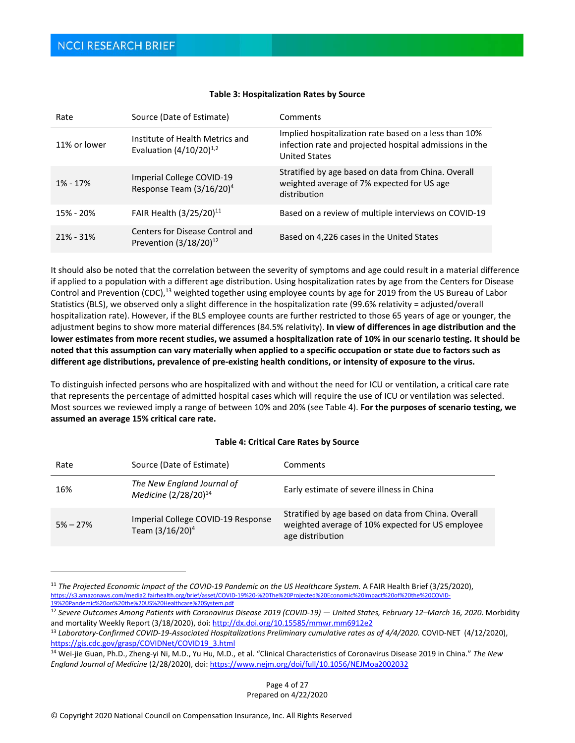**Table 3: Hospitalization Rates by Source**

| Rate | Source (Date of Estimate) | Comments |
|---|---|---|
| 11% or lower | Institute of Health Metrics and Evaluation (4/10/20)[1,2] | Implied hospitalization rate based on a less than 10% infection rate and projected hospital admissions in the United States |
| 1% - 17% | Imperial College COVID-19 Response Team (3/16/20)[4] | Stratified by age based on data from China. Overall weighted average of 7% expected for US age distribution |
| 15% - 20% | FAIR Health (3/25/20)[11] | Based on a review of multiple interviews on COVID-19 |
| 21% - 31% | Centers for Disease Control and Prevention (3/18/20)[12] | Based on 4,226 cases in the United States |

It should also be noted that the correlation between the severity of symptoms and age could result in a material difference if applied to a population with a different age distribution. Using hospitalization rates by age from the Centers for Disease Control and Prevention (CDC),[13] weighted together using employee counts by age for 2019 from the US Bureau of Labor Statistics (BLS), we observed only a slight difference in the hospitalization rate (99.6% relativity = adjusted/overall hospitalization rate). However, if the BLS employee counts are further restricted to those 65 years of age or younger, the adjustment begins to show more material differences (84.5% relativity). **In view of differences in age distribution and the lower estimates from more recent studies, we assumed a hospitalization rate of 10% in our scenario testing. It should be noted that this assumption can vary materially when applied to a specific occupation or state due to factors such as different age distributions, prevalence of pre-existing health conditions, or intensity of exposure to the virus.**

To distinguish infected persons who are hospitalized with and without the need for ICU or ventilation, a critical care rate that represents the percentage of admitted hospital cases which will require the use of ICU or ventilation was selected. Most sources we reviewed imply a range of between 10% and 20% (see Table 4). **For the purposes of scenario testing, we assumed an average 15% critical care rate.**

**Table 4: Critical Care Rates by Source**

| Rate | Source (Date of Estimate) | Comments |
|---|---|---|
| 16% | *The New England Journal of Medicine* (2/28/20)[14] | Early estimate of severe illness in China |
| 5% – 27% | Imperial College COVID-19 Response Team (3/16/20)[4] | Stratified by age based on data from China. Overall weighted average of 10% expected for US employee age distribution |

[11] *The Projected Economic Impact of the COVID-19 Pandemic on the US Healthcare System.* A FAIR Health Brief (3/25/2020), https://s3.amazonaws.com/media2.fairhealth.org/brief/asset/COVID-19%20-%20The%20Projected%20Economic%20Impact%20of%20the%20COVID-19%20Pandemic%20on%20the%20US%20Healthcare%20System.pdf

[12] *Severe Outcomes Among Patients with Coronavirus Disease 2019 (COVID-19) — United States, February 12–March 16, 2020.* Morbidity and mortality Weekly Report (3/18/2020), doi: http://dx.doi.org/10.15585/mmwr.mm6912e2

[13] *Laboratory-Confirmed COVID-19-Associated Hospitalizations Preliminary cumulative rates as of 4/4/2020.* COVID-NET (4/12/2020), https://gis.cdc.gov/grasp/COVIDNet/COVID19_3.html

[14] Wei-jie Guan, Ph.D., Zheng-yi Ni, M.D., Yu Hu, M.D., et al. "Clinical Characteristics of Coronavirus Disease 2019 in China." *The New England Journal of Medicine* (2/28/2020), doi: https://www.nejm.org/doi/full/10.1056/NEJMoa2002032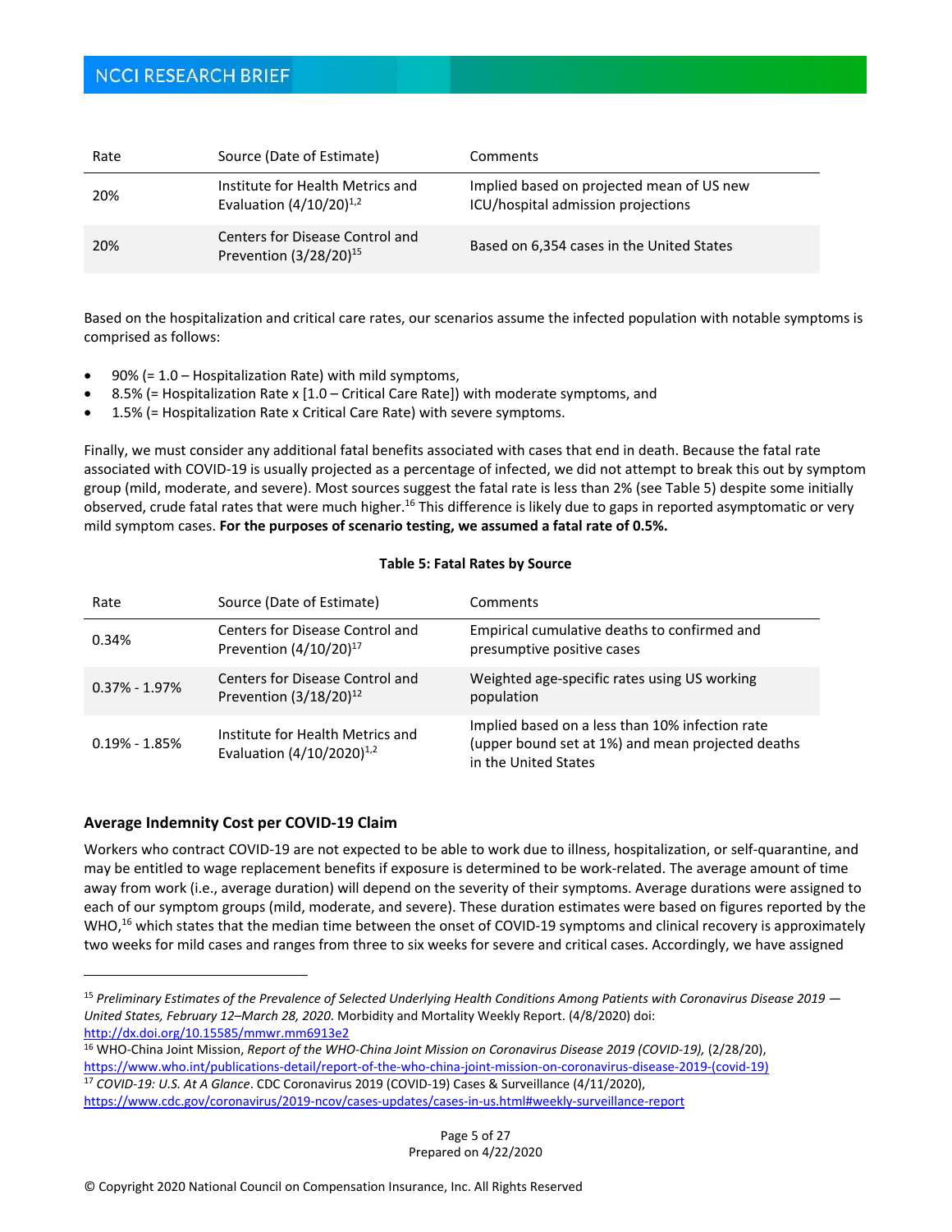| Rate | Source (Date of Estimate) | Comments |
|---|---|---|
| 20% | Institute for Health Metrics and Evaluation (4/10/20)[1,2] | Implied based on projected mean of US new ICU/hospital admission projections |
| 20% | Centers for Disease Control and Prevention (3/28/20)[15] | Based on 6,354 cases in the United States |

Based on the hospitalization and critical care rates, our scenarios assume the infected population with notable symptoms is comprised as follows:

- 90% (= 1.0 – Hospitalization Rate) with mild symptoms,
- 8.5% (= Hospitalization Rate x [1.0 – Critical Care Rate]) with moderate symptoms, and
- 1.5% (= Hospitalization Rate x Critical Care Rate) with severe symptoms.

Finally, we must consider any additional fatal benefits associated with cases that end in death. Because the fatal rate associated with COVID-19 is usually projected as a percentage of infected, we did not attempt to break this out by symptom group (mild, moderate, and severe). Most sources suggest the fatal rate is less than 2% (see Table 5) despite some initially observed, crude fatal rates that were much higher.[16] This difference is likely due to gaps in reported asymptomatic or very mild symptom cases. **For the purposes of scenario testing, we assumed a fatal rate of 0.5%.**

**Table 5: Fatal Rates by Source**

| Rate | Source (Date of Estimate) | Comments |
|---|---|---|
| 0.34% | Centers for Disease Control and Prevention (4/10/20)[17] | Empirical cumulative deaths to confirmed and presumptive positive cases |
| 0.37% - 1.97% | Centers for Disease Control and Prevention (3/18/20)[12] | Weighted age-specific rates using US working population |
| 0.19% - 1.85% | Institute for Health Metrics and Evaluation (4/10/2020)[1,2] | Implied based on a less than 10% infection rate (upper bound set at 1%) and mean projected deaths in the United States |

### Average Indemnity Cost per COVID-19 Claim

Workers who contract COVID-19 are not expected to be able to work due to illness, hospitalization, or self-quarantine, and may be entitled to wage replacement benefits if exposure is determined to be work-related. The average amount of time away from work (i.e., average duration) will depend on the severity of their symptoms. Average durations were assigned to each of our symptom groups (mild, moderate, and severe). These duration estimates were based on figures reported by the WHO,[16] which states that the median time between the onset of COVID-19 symptoms and clinical recovery is approximately two weeks for mild cases and ranges from three to six weeks for severe and critical cases. Accordingly, we have assigned

---

[15] *Preliminary Estimates of the Prevalence of Selected Underlying Health Conditions Among Patients with Coronavirus Disease 2019 — United States, February 12–March 28, 2020*. Morbidity and Mortality Weekly Report. (4/8/2020) doi: http://dx.doi.org/10.15585/mmwr.mm6913e2

[16] WHO-China Joint Mission, *Report of the WHO-China Joint Mission on Coronavirus Disease 2019 (COVID-19),* (2/28/20), https://www.who.int/publications-detail/report-of-the-who-china-joint-mission-on-coronavirus-disease-2019-(covid-19)

[17] *COVID-19: U.S. At A Glance*. CDC Coronavirus 2019 (COVID-19) Cases & Surveillance (4/11/2020), https://www.cdc.gov/coronavirus/2019-ncov/cases-updates/cases-in-us.html#weekly-surveillance-report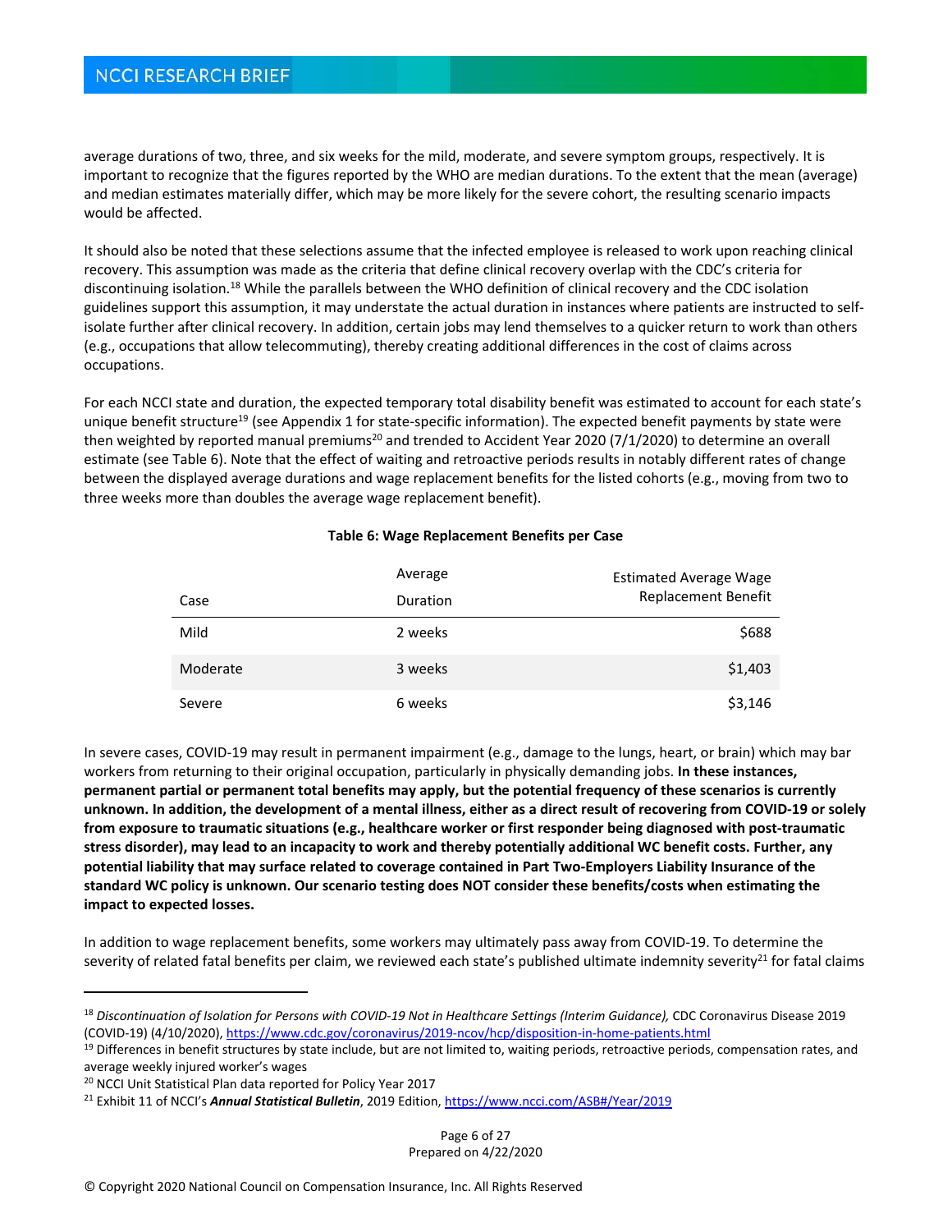average durations of two, three, and six weeks for the mild, moderate, and severe symptom groups, respectively. It is important to recognize that the figures reported by the WHO are median durations. To the extent that the mean (average) and median estimates materially differ, which may be more likely for the severe cohort, the resulting scenario impacts would be affected.

It should also be noted that these selections assume that the infected employee is released to work upon reaching clinical recovery. This assumption was made as the criteria that define clinical recovery overlap with the CDC's criteria for discontinuing isolation.[18] While the parallels between the WHO definition of clinical recovery and the CDC isolation guidelines support this assumption, it may understate the actual duration in instances where patients are instructed to self-isolate further after clinical recovery. In addition, certain jobs may lend themselves to a quicker return to work than others (e.g., occupations that allow telecommuting), thereby creating additional differences in the cost of claims across occupations.

For each NCCI state and duration, the expected temporary total disability benefit was estimated to account for each state's unique benefit structure[19] (see Appendix 1 for state-specific information). The expected benefit payments by state were then weighted by reported manual premiums[20] and trended to Accident Year 2020 (7/1/2020) to determine an overall estimate (see Table 6). Note that the effect of waiting and retroactive periods results in notably different rates of change between the displayed average durations and wage replacement benefits for the listed cohorts (e.g., moving from two to three weeks more than doubles the average wage replacement benefit).

**Table 6: Wage Replacement Benefits per Case**

| Case | Average Duration | Estimated Average Wage Replacement Benefit |
|---|---|---:|
| Mild | 2 weeks | $688 |
| Moderate | 3 weeks | $1,403 |
| Severe | 6 weeks | $3,146 |

In severe cases, COVID-19 may result in permanent impairment (e.g., damage to the lungs, heart, or brain) which may bar workers from returning to their original occupation, particularly in physically demanding jobs. **In these instances, permanent partial or permanent total benefits may apply, but the potential frequency of these scenarios is currently unknown. In addition, the development of a mental illness, either as a direct result of recovering from COVID-19 or solely from exposure to traumatic situations (e.g., healthcare worker or first responder being diagnosed with post-traumatic stress disorder), may lead to an incapacity to work and thereby potentially additional WC benefit costs. Further, any potential liability that may surface related to coverage contained in Part Two-Employers Liability Insurance of the standard WC policy is unknown. Our scenario testing does NOT consider these benefits/costs when estimating the impact to expected losses.**

In addition to wage replacement benefits, some workers may ultimately pass away from COVID-19. To determine the severity of related fatal benefits per claim, we reviewed each state's published ultimate indemnity severity[21] for fatal claims

---

[18] *Discontinuation of Isolation for Persons with COVID-19 Not in Healthcare Settings (Interim Guidance),* CDC Coronavirus Disease 2019 (COVID-19) (4/10/2020), https://www.cdc.gov/coronavirus/2019-ncov/hcp/disposition-in-home-patients.html

[19] Differences in benefit structures by state include, but are not limited to, waiting periods, retroactive periods, compensation rates, and average weekly injured worker's wages

[20] NCCI Unit Statistical Plan data reported for Policy Year 2017

[21] Exhibit 11 of NCCI's ***Annual Statistical Bulletin***, 2019 Edition, https://www.ncci.com/ASB#/Year/2019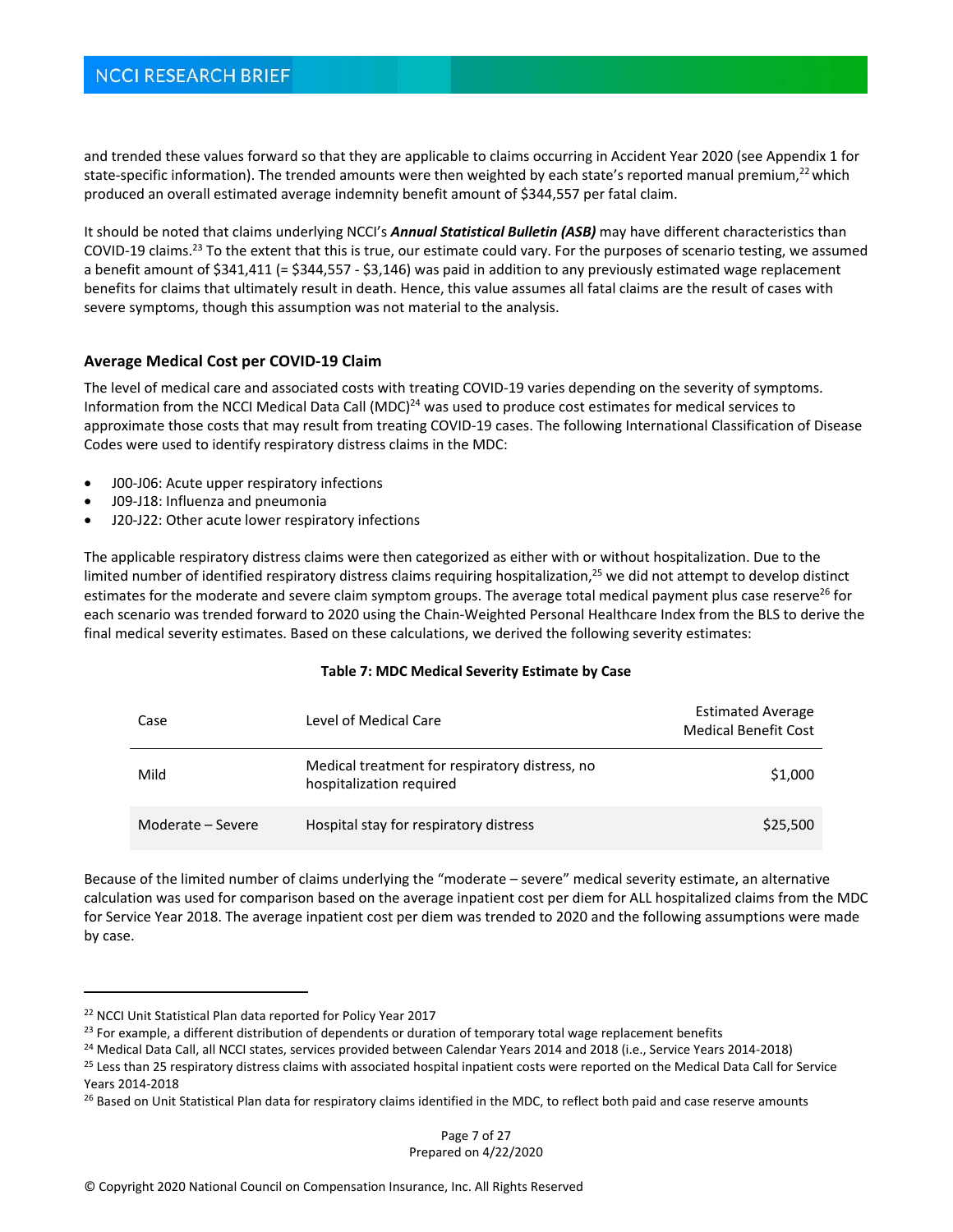and trended these values forward so that they are applicable to claims occurring in Accident Year 2020 (see Appendix 1 for state-specific information). The trended amounts were then weighted by each state's reported manual premium,[22] which produced an overall estimated average indemnity benefit amount of $344,557 per fatal claim.

It should be noted that claims underlying NCCI's ***Annual Statistical Bulletin (ASB)*** may have different characteristics than COVID-19 claims.[23] To the extent that this is true, our estimate could vary. For the purposes of scenario testing, we assumed a benefit amount of $341,411 (= $344,557 - $3,146) was paid in addition to any previously estimated wage replacement benefits for claims that ultimately result in death. Hence, this value assumes all fatal claims are the result of cases with severe symptoms, though this assumption was not material to the analysis.

### Average Medical Cost per COVID-19 Claim

The level of medical care and associated costs with treating COVID-19 varies depending on the severity of symptoms. Information from the NCCI Medical Data Call (MDC)[24] was used to produce cost estimates for medical services to approximate those costs that may result from treating COVID-19 cases. The following International Classification of Disease Codes were used to identify respiratory distress claims in the MDC:

- J00-J06: Acute upper respiratory infections
- J09-J18: Influenza and pneumonia
- J20-J22: Other acute lower respiratory infections

The applicable respiratory distress claims were then categorized as either with or without hospitalization. Due to the limited number of identified respiratory distress claims requiring hospitalization,[25] we did not attempt to develop distinct estimates for the moderate and severe claim symptom groups. The average total medical payment plus case reserve[26] for each scenario was trended forward to 2020 using the Chain-Weighted Personal Healthcare Index from the BLS to derive the final medical severity estimates. Based on these calculations, we derived the following severity estimates:

**Table 7: MDC Medical Severity Estimate by Case**

| Case | Level of Medical Care | Estimated Average Medical Benefit Cost |
|---|---|---:|
| Mild | Medical treatment for respiratory distress, no hospitalization required | $1,000 |
| Moderate – Severe | Hospital stay for respiratory distress | $25,500 |

Because of the limited number of claims underlying the "moderate – severe" medical severity estimate, an alternative calculation was used for comparison based on the average inpatient cost per diem for ALL hospitalized claims from the MDC for Service Year 2018. The average inpatient cost per diem was trended to 2020 and the following assumptions were made by case.

---

[22] NCCI Unit Statistical Plan data reported for Policy Year 2017

[23] For example, a different distribution of dependents or duration of temporary total wage replacement benefits

[24] Medical Data Call, all NCCI states, services provided between Calendar Years 2014 and 2018 (i.e., Service Years 2014-2018)

[25] Less than 25 respiratory distress claims with associated hospital inpatient costs were reported on the Medical Data Call for Service Years 2014-2018

[26] Based on Unit Statistical Plan data for respiratory claims identified in the MDC, to reflect both paid and case reserve amounts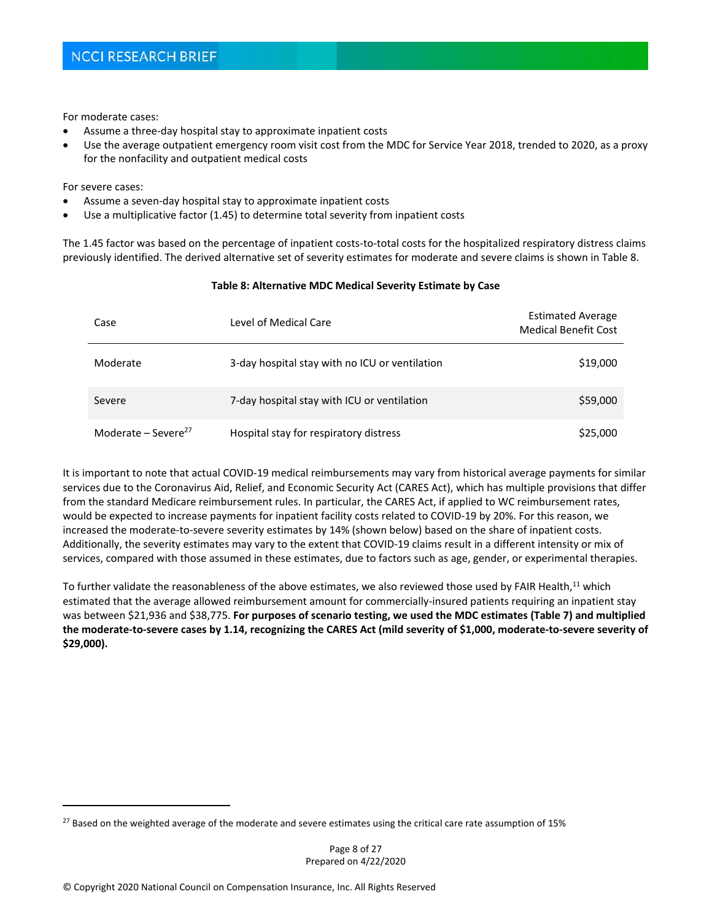For moderate cases:

- Assume a three-day hospital stay to approximate inpatient costs
- Use the average outpatient emergency room visit cost from the MDC for Service Year 2018, trended to 2020, as a proxy for the nonfacility and outpatient medical costs

For severe cases:

- Assume a seven-day hospital stay to approximate inpatient costs
- Use a multiplicative factor (1.45) to determine total severity from inpatient costs

The 1.45 factor was based on the percentage of inpatient costs-to-total costs for the hospitalized respiratory distress claims previously identified. The derived alternative set of severity estimates for moderate and severe claims is shown in Table 8.

**Table 8: Alternative MDC Medical Severity Estimate by Case**

| Case | Level of Medical Care | Estimated Average Medical Benefit Cost |
|---|---|---:|
| Moderate | 3-day hospital stay with no ICU or ventilation | \$19,000 |
| Severe | 7-day hospital stay with ICU or ventilation | \$59,000 |
| Moderate – Severe[27] | Hospital stay for respiratory distress | \$25,000 |

It is important to note that actual COVID-19 medical reimbursements may vary from historical average payments for similar services due to the Coronavirus Aid, Relief, and Economic Security Act (CARES Act), which has multiple provisions that differ from the standard Medicare reimbursement rules. In particular, the CARES Act, if applied to WC reimbursement rates, would be expected to increase payments for inpatient facility costs related to COVID-19 by 20%. For this reason, we increased the moderate-to-severe severity estimates by 14% (shown below) based on the share of inpatient costs. Additionally, the severity estimates may vary to the extent that COVID-19 claims result in a different intensity or mix of services, compared with those assumed in these estimates, due to factors such as age, gender, or experimental therapies.

To further validate the reasonableness of the above estimates, we also reviewed those used by FAIR Health,[11] which estimated that the average allowed reimbursement amount for commercially-insured patients requiring an inpatient stay was between \$21,936 and \$38,775. **For purposes of scenario testing, we used the MDC estimates (Table 7) and multiplied the moderate-to-severe cases by 1.14, recognizing the CARES Act (mild severity of \$1,000, moderate-to-severe severity of \$29,000).**

[27] Based on the weighted average of the moderate and severe estimates using the critical care rate assumption of 15%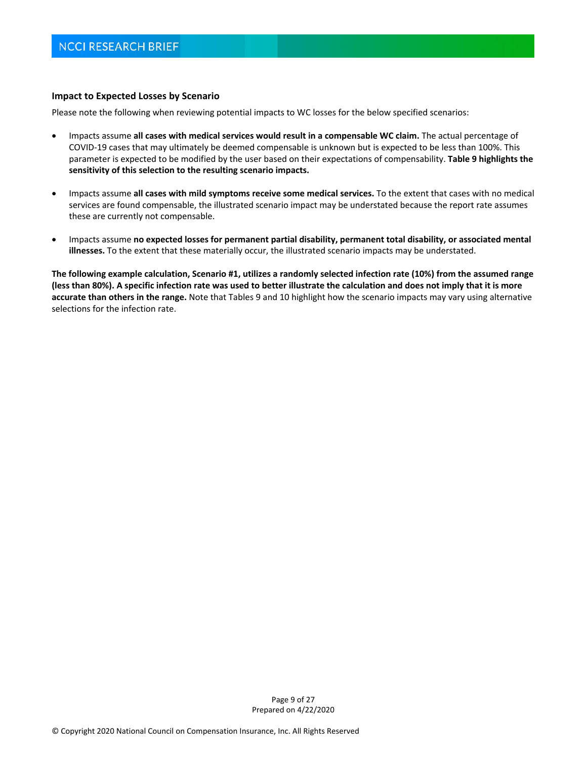### Impact to Expected Losses by Scenario

Please note the following when reviewing potential impacts to WC losses for the below specified scenarios:

- Impacts assume **all cases with medical services would result in a compensable WC claim.** The actual percentage of COVID-19 cases that may ultimately be deemed compensable is unknown but is expected to be less than 100%. This parameter is expected to be modified by the user based on their expectations of compensability. **Table 9 highlights the sensitivity of this selection to the resulting scenario impacts.**

- Impacts assume **all cases with mild symptoms receive some medical services.** To the extent that cases with no medical services are found compensable, the illustrated scenario impact may be understated because the report rate assumes these are currently not compensable.

- Impacts assume **no expected losses for permanent partial disability, permanent total disability, or associated mental illnesses.** To the extent that these materially occur, the illustrated scenario impacts may be understated.

**The following example calculation, Scenario #1, utilizes a randomly selected infection rate (10%) from the assumed range (less than 80%). A specific infection rate was used to better illustrate the calculation and does not imply that it is more accurate than others in the range.** Note that Tables 9 and 10 highlight how the scenario impacts may vary using alternative selections for the infection rate.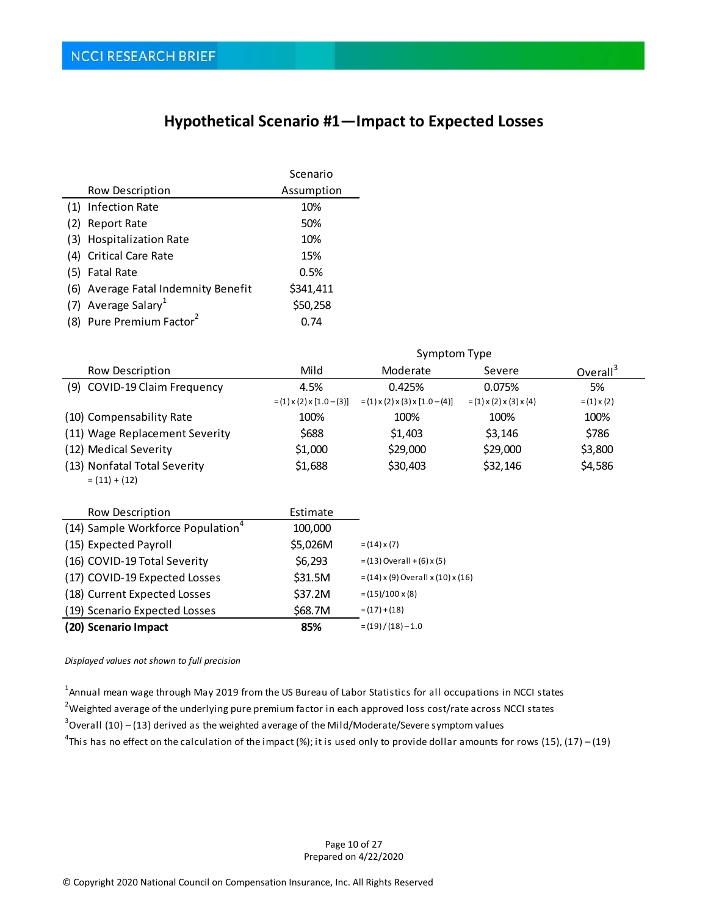## Hypothetical Scenario #1—Impact to Expected Losses

| Row Description | Scenario Assumption |
|---|---|
| (1) Infection Rate | 10% |
| (2) Report Rate | 50% |
| (3) Hospitalization Rate | 10% |
| (4) Critical Care Rate | 15% |
| (5) Fatal Rate | 0.5% |
| (6) Average Fatal Indemnity Benefit | $341,411 |
| (7) Average Salary[1] | $50,258 |
| (8) Pure Premium Factor[2] | 0.74 |

| | Symptom Type | | | |
|---|---|---|---|---|
| Row Description | Mild | Moderate | Severe | Overall[3] |
| (9) COVID-19 Claim Frequency | 4.5% | 0.425% | 0.075% | 5% |
| | = (1) x (2) x [1.0 – (3)] | = (1) x (2) x (3) x [1.0 – (4)] | = (1) x (2) x (3) x (4) | = (1) x (2) |
| (10) Compensability Rate | 100% | 100% | 100% | 100% |
| (11) Wage Replacement Severity | $688 | $1,403 | $3,146 | $786 |
| (12) Medical Severity | $1,000 | $29,000 | $29,000 | $3,800 |
| (13) Nonfatal Total Severity = (11) + (12) | $1,688 | $30,403 | $32,146 | $4,586 |

| Row Description | Estimate | |
|---|---|---|
| (14) Sample Workforce Population[4] | 100,000 | |
| (15) Expected Payroll | $5,026M | = (14) x (7) |
| (16) COVID-19 Total Severity | $6,293 | = (13) Overall + (6) x (5) |
| (17) COVID-19 Expected Losses | $31.5M | = (14) x (9) Overall x (10) x (16) |
| (18) Current Expected Losses | $37.2M | = (15)/100 x (8) |
| (19) Scenario Expected Losses | $68.7M | = (17) + (18) |
| **(20) Scenario Impact** | **85%** | = (19) / (18) – 1.0 |

*Displayed values not shown to full precision*

[1] Annual mean wage through May 2019 from the US Bureau of Labor Statistics for all occupations in NCCI states

[2] Weighted average of the underlying pure premium factor in each approved loss cost/rate across NCCI states

[3] Overall (10) – (13) derived as the weighted average of the Mild/Moderate/Severe symptom values

[4] This has no effect on the calculation of the impact (%); it is used only to provide dollar amounts for rows (15), (17) – (19)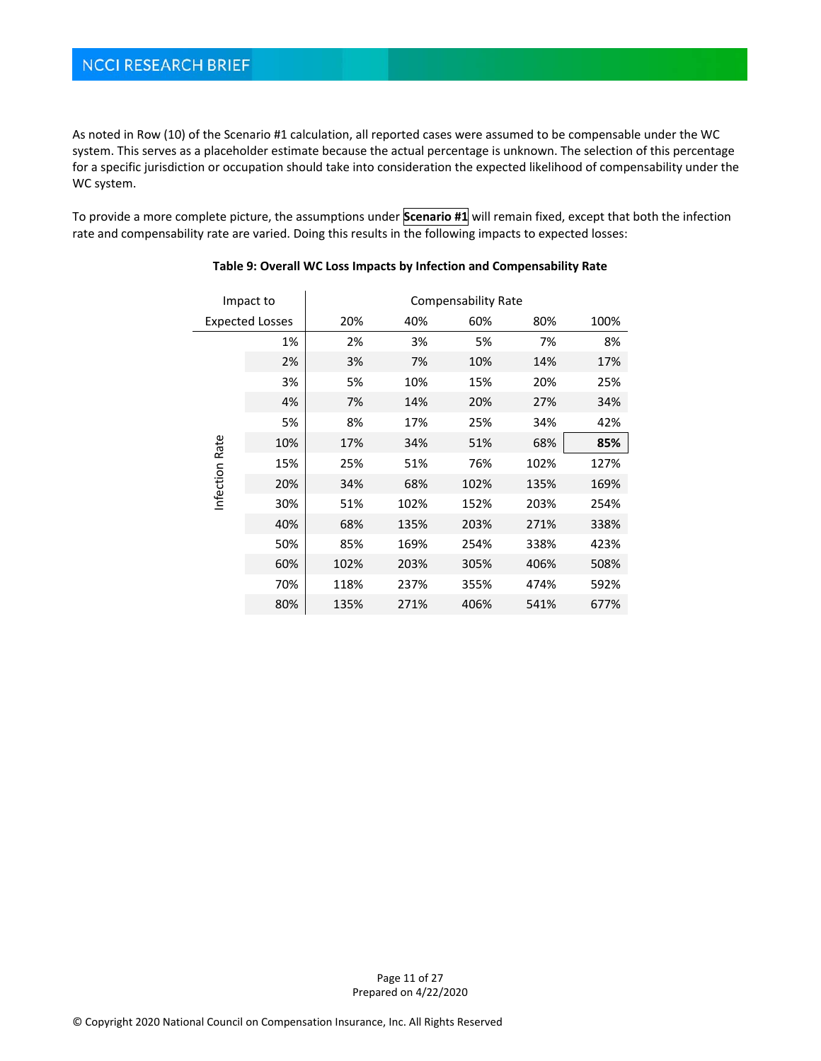As noted in Row (10) of the Scenario #1 calculation, all reported cases were assumed to be compensable under the WC system. This serves as a placeholder estimate because the actual percentage is unknown. The selection of this percentage for a specific jurisdiction or occupation should take into consideration the expected likelihood of compensability under the WC system.

To provide a more complete picture, the assumptions under **Scenario #1** will remain fixed, except that both the infection rate and compensability rate are varied. Doing this results in the following impacts to expected losses:

**Table 9: Overall WC Loss Impacts by Infection and Compensability Rate**

| Impact to Expected Losses | | Compensability Rate | | | | |
|---|---|---|---|---|---|---|
| | | 20% | 40% | 60% | 80% | 100% |
| Infection Rate | 1% | 2% | 3% | 5% | 7% | 8% |
| | 2% | 3% | 7% | 10% | 14% | 17% |
| | 3% | 5% | 10% | 15% | 20% | 25% |
| | 4% | 7% | 14% | 20% | 27% | 34% |
| | 5% | 8% | 17% | 25% | 34% | 42% |
| | 10% | 17% | 34% | 51% | 68% | **85%** |
| | 15% | 25% | 51% | 76% | 102% | 127% |
| | 20% | 34% | 68% | 102% | 135% | 169% |
| | 30% | 51% | 102% | 152% | 203% | 254% |
| | 40% | 68% | 135% | 203% | 271% | 338% |
| | 50% | 85% | 169% | 254% | 338% | 423% |
| | 60% | 102% | 203% | 305% | 406% | 508% |
| | 70% | 118% | 237% | 355% | 474% | 592% |
| | 80% | 135% | 271% | 406% | 541% | 677% |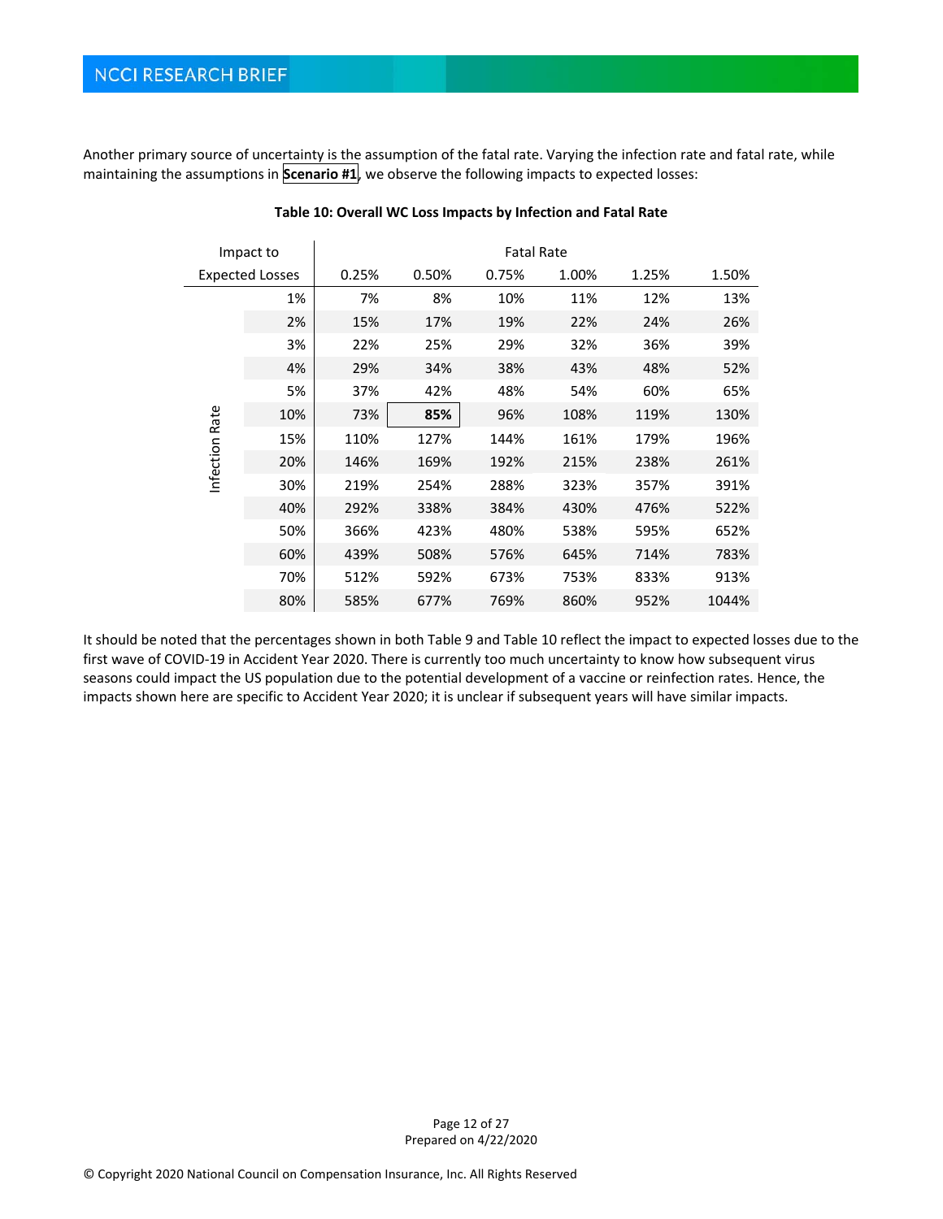Another primary source of uncertainty is the assumption of the fatal rate. Varying the infection rate and fatal rate, while maintaining the assumptions in **Scenario #1**, we observe the following impacts to expected losses:

**Table 10: Overall WC Loss Impacts by Infection and Fatal Rate**

| Impact to Expected Losses | | Fatal Rate | | | | | |
|---|---|---|---|---|---|---|---|
| | | 0.25% | 0.50% | 0.75% | 1.00% | 1.25% | 1.50% |
| Infection Rate | 1% | 7% | 8% | 10% | 11% | 12% | 13% |
| | 2% | 15% | 17% | 19% | 22% | 24% | 26% |
| | 3% | 22% | 25% | 29% | 32% | 36% | 39% |
| | 4% | 29% | 34% | 38% | 43% | 48% | 52% |
| | 5% | 37% | 42% | 48% | 54% | 60% | 65% |
| | 10% | 73% | **85%** | 96% | 108% | 119% | 130% |
| | 15% | 110% | 127% | 144% | 161% | 179% | 196% |
| | 20% | 146% | 169% | 192% | 215% | 238% | 261% |
| | 30% | 219% | 254% | 288% | 323% | 357% | 391% |
| | 40% | 292% | 338% | 384% | 430% | 476% | 522% |
| | 50% | 366% | 423% | 480% | 538% | 595% | 652% |
| | 60% | 439% | 508% | 576% | 645% | 714% | 783% |
| | 70% | 512% | 592% | 673% | 753% | 833% | 913% |
| | 80% | 585% | 677% | 769% | 860% | 952% | 1044% |

It should be noted that the percentages shown in both Table 9 and Table 10 reflect the impact to expected losses due to the first wave of COVID-19 in Accident Year 2020. There is currently too much uncertainty to know how subsequent virus seasons could impact the US population due to the potential development of a vaccine or reinfection rates. Hence, the impacts shown here are specific to Accident Year 2020; it is unclear if subsequent years will have similar impacts.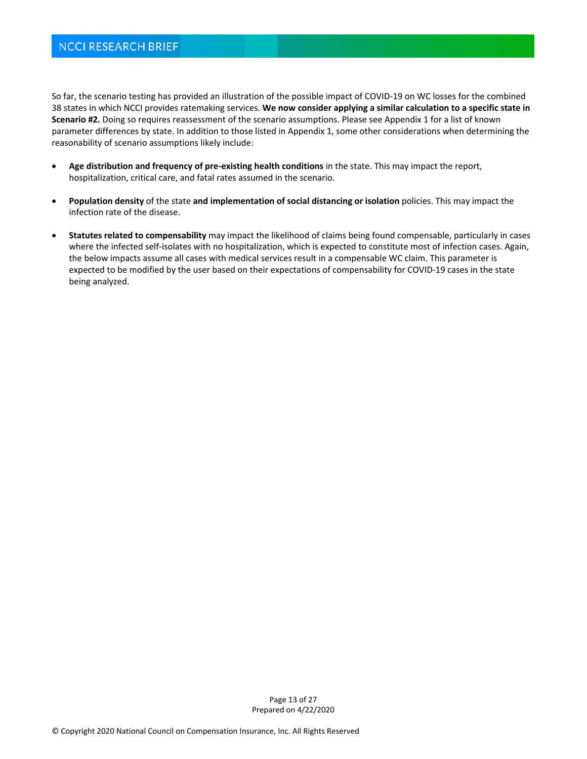So far, the scenario testing has provided an illustration of the possible impact of COVID-19 on WC losses for the combined 38 states in which NCCI provides ratemaking services. **We now consider applying a similar calculation to a specific state in Scenario #2.** Doing so requires reassessment of the scenario assumptions. Please see Appendix 1 for a list of known parameter differences by state. In addition to those listed in Appendix 1, some other considerations when determining the reasonability of scenario assumptions likely include:

- **Age distribution and frequency of pre-existing health conditions** in the state. This may impact the report, hospitalization, critical care, and fatal rates assumed in the scenario.
- **Population density** of the state **and implementation of social distancing or isolation** policies. This may impact the infection rate of the disease.
- **Statutes related to compensability** may impact the likelihood of claims being found compensable, particularly in cases where the infected self-isolates with no hospitalization, which is expected to constitute most of infection cases. Again, the below impacts assume all cases with medical services result in a compensable WC claim. This parameter is expected to be modified by the user based on their expectations of compensability for COVID-19 cases in the state being analyzed.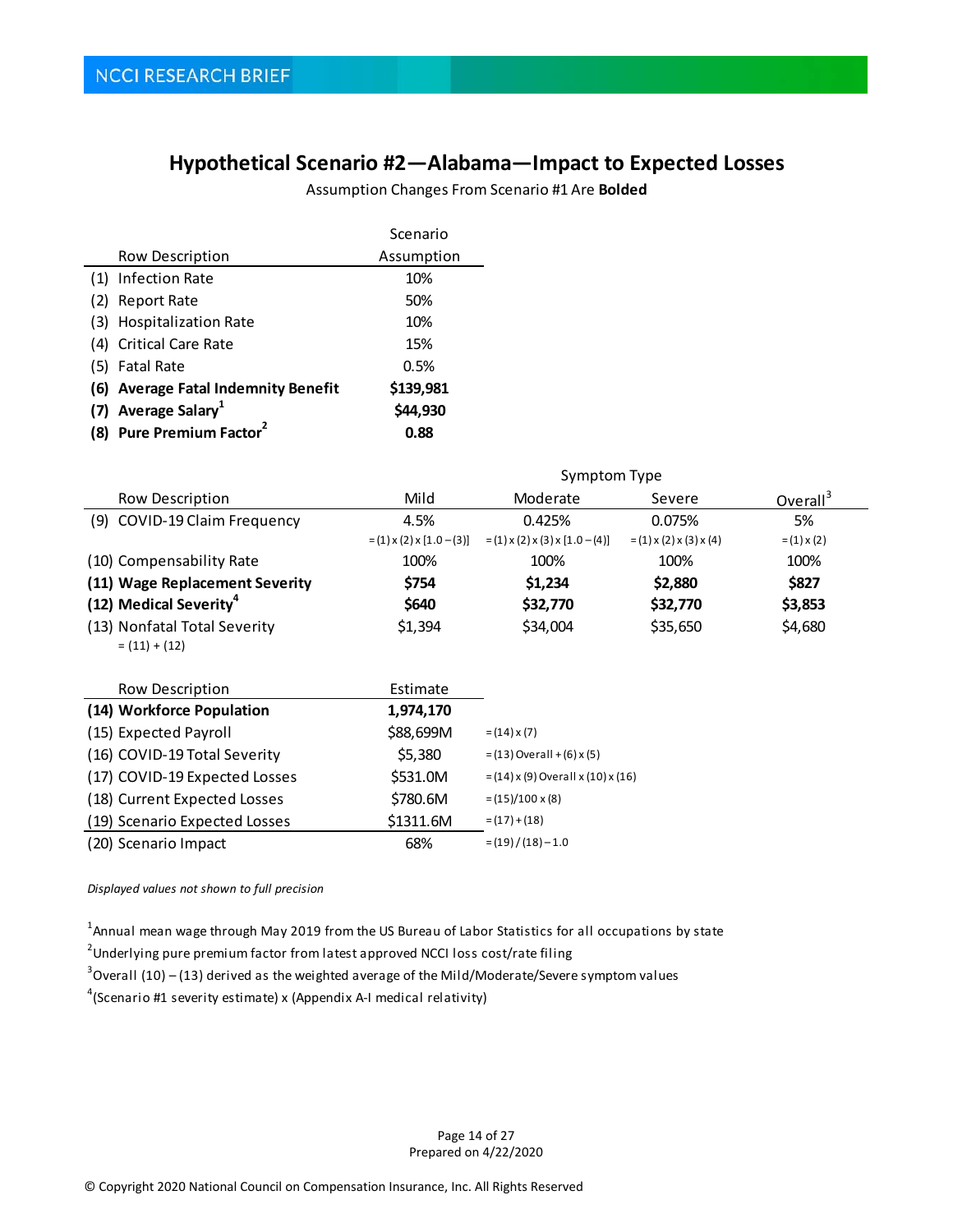## Hypothetical Scenario #2—Alabama—Impact to Expected Losses

Assumption Changes From Scenario #1 Are **Bolded**

| Row Description | Scenario Assumption |
|---|---|
| (1) Infection Rate | 10% |
| (2) Report Rate | 50% |
| (3) Hospitalization Rate | 10% |
| (4) Critical Care Rate | 15% |
| (5) Fatal Rate | 0.5% |
| **(6) Average Fatal Indemnity Benefit** | **$139,981** |
| **(7) Average Salary[1]** | **$44,930** |
| **(8) Pure Premium Factor[2]** | **0.88** |

| | Symptom Type | | | |
|---|---|---|---|---|
| Row Description | Mild | Moderate | Severe | Overall[3] |
| (9) COVID-19 Claim Frequency | 4.5% | 0.425% | 0.075% | 5% |
| | = (1) x (2) x [1.0 – (3)] | = (1) x (2) x (3) x [1.0 – (4)] | = (1) x (2) x (3) x (4) | = (1) x (2) |
| (10) Compensability Rate | 100% | 100% | 100% | 100% |
| **(11) Wage Replacement Severity** | **$754** | **$1,234** | **$2,880** | **$827** |
| **(12) Medical Severity[4]** | **$640** | **$32,770** | **$32,770** | **$3,853** |
| (13) Nonfatal Total Severity | $1,394 | $34,004 | $35,650 | $4,680 |
| = (11) + (12) | | | | |

| Row Description | Estimate | |
|---|---|---|
| **(14) Workforce Population** | **1,974,170** | |
| (15) Expected Payroll | $88,699M | = (14) x (7) |
| (16) COVID-19 Total Severity | $5,380 | = (13) Overall + (6) x (5) |
| (17) COVID-19 Expected Losses | $531.0M | = (14) x (9) Overall x (10) x (16) |
| (18) Current Expected Losses | $780.6M | = (15)/100 x (8) |
| (19) Scenario Expected Losses | $1311.6M | = (17) + (18) |
| (20) Scenario Impact | 68% | = (19) / (18) – 1.0 |

*Displayed values not shown to full precision*

[1] Annual mean wage through May 2019 from the US Bureau of Labor Statistics for all occupations by state

[2] Underlying pure premium factor from latest approved NCCI loss cost/rate filing

[3] Overall (10) – (13) derived as the weighted average of the Mild/Moderate/Severe symptom values

[4] (Scenario #1 severity estimate) x (Appendix A-I medical relativity)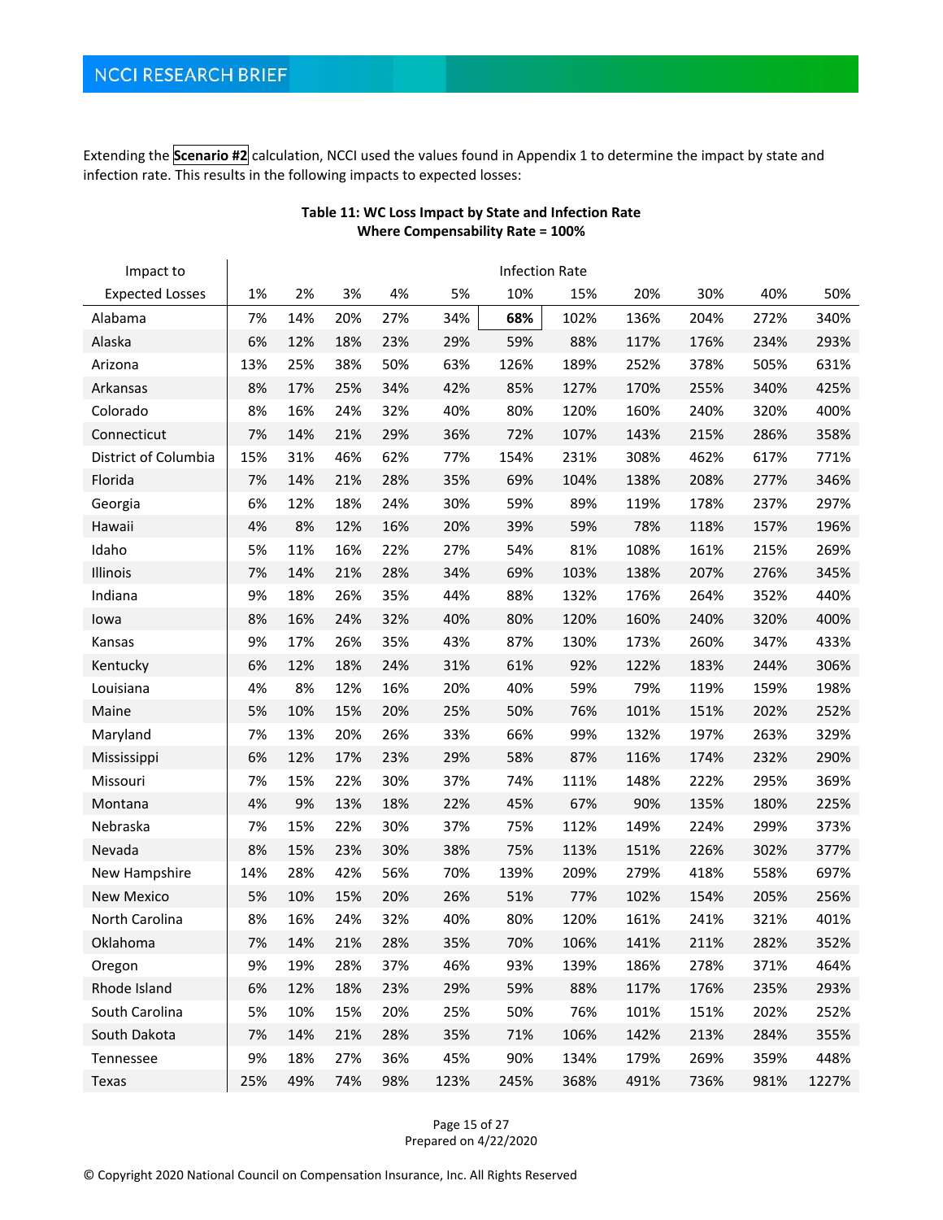Extending the **Scenario #2** calculation, NCCI used the values found in Appendix 1 to determine the impact by state and infection rate. This results in the following impacts to expected losses:

**Table 11: WC Loss Impact by State and Infection Rate**
**Where Compensability Rate = 100%**

| Impact to | Infection Rate | | | | | | | | | | |
|---|---|---|---|---|---|---|---|---|---|---|---|
| Expected Losses | 1% | 2% | 3% | 4% | 5% | 10% | 15% | 20% | 30% | 40% | 50% |
| Alabama | 7% | 14% | 20% | 27% | 34% | **68%** | 102% | 136% | 204% | 272% | 340% |
| Alaska | 6% | 12% | 18% | 23% | 29% | 59% | 88% | 117% | 176% | 234% | 293% |
| Arizona | 13% | 25% | 38% | 50% | 63% | 126% | 189% | 252% | 378% | 505% | 631% |
| Arkansas | 8% | 17% | 25% | 34% | 42% | 85% | 127% | 170% | 255% | 340% | 425% |
| Colorado | 8% | 16% | 24% | 32% | 40% | 80% | 120% | 160% | 240% | 320% | 400% |
| Connecticut | 7% | 14% | 21% | 29% | 36% | 72% | 107% | 143% | 215% | 286% | 358% |
| District of Columbia | 15% | 31% | 46% | 62% | 77% | 154% | 231% | 308% | 462% | 617% | 771% |
| Florida | 7% | 14% | 21% | 28% | 35% | 69% | 104% | 138% | 208% | 277% | 346% |
| Georgia | 6% | 12% | 18% | 24% | 30% | 59% | 89% | 119% | 178% | 237% | 297% |
| Hawaii | 4% | 8% | 12% | 16% | 20% | 39% | 59% | 78% | 118% | 157% | 196% |
| Idaho | 5% | 11% | 16% | 22% | 27% | 54% | 81% | 108% | 161% | 215% | 269% |
| Illinois | 7% | 14% | 21% | 28% | 34% | 69% | 103% | 138% | 207% | 276% | 345% |
| Indiana | 9% | 18% | 26% | 35% | 44% | 88% | 132% | 176% | 264% | 352% | 440% |
| Iowa | 8% | 16% | 24% | 32% | 40% | 80% | 120% | 160% | 240% | 320% | 400% |
| Kansas | 9% | 17% | 26% | 35% | 43% | 87% | 130% | 173% | 260% | 347% | 433% |
| Kentucky | 6% | 12% | 18% | 24% | 31% | 61% | 92% | 122% | 183% | 244% | 306% |
| Louisiana | 4% | 8% | 12% | 16% | 20% | 40% | 59% | 79% | 119% | 159% | 198% |
| Maine | 5% | 10% | 15% | 20% | 25% | 50% | 76% | 101% | 151% | 202% | 252% |
| Maryland | 7% | 13% | 20% | 26% | 33% | 66% | 99% | 132% | 197% | 263% | 329% |
| Mississippi | 6% | 12% | 17% | 23% | 29% | 58% | 87% | 116% | 174% | 232% | 290% |
| Missouri | 7% | 15% | 22% | 30% | 37% | 74% | 111% | 148% | 222% | 295% | 369% |
| Montana | 4% | 9% | 13% | 18% | 22% | 45% | 67% | 90% | 135% | 180% | 225% |
| Nebraska | 7% | 15% | 22% | 30% | 37% | 75% | 112% | 149% | 224% | 299% | 373% |
| Nevada | 8% | 15% | 23% | 30% | 38% | 75% | 113% | 151% | 226% | 302% | 377% |
| New Hampshire | 14% | 28% | 42% | 56% | 70% | 139% | 209% | 279% | 418% | 558% | 697% |
| New Mexico | 5% | 10% | 15% | 20% | 26% | 51% | 77% | 102% | 154% | 205% | 256% |
| North Carolina | 8% | 16% | 24% | 32% | 40% | 80% | 120% | 161% | 241% | 321% | 401% |
| Oklahoma | 7% | 14% | 21% | 28% | 35% | 70% | 106% | 141% | 211% | 282% | 352% |
| Oregon | 9% | 19% | 28% | 37% | 46% | 93% | 139% | 186% | 278% | 371% | 464% |
| Rhode Island | 6% | 12% | 18% | 23% | 29% | 59% | 88% | 117% | 176% | 235% | 293% |
| South Carolina | 5% | 10% | 15% | 20% | 25% | 50% | 76% | 101% | 151% | 202% | 252% |
| South Dakota | 7% | 14% | 21% | 28% | 35% | 71% | 106% | 142% | 213% | 284% | 355% |
| Tennessee | 9% | 18% | 27% | 36% | 45% | 90% | 134% | 179% | 269% | 359% | 448% |
| Texas | 25% | 49% | 74% | 98% | 123% | 245% | 368% | 491% | 736% | 981% | 1227% |

Prepared on 4/22/2020

© Copyright 2020 National Council on Compensation Insurance, Inc. All Rights Reserved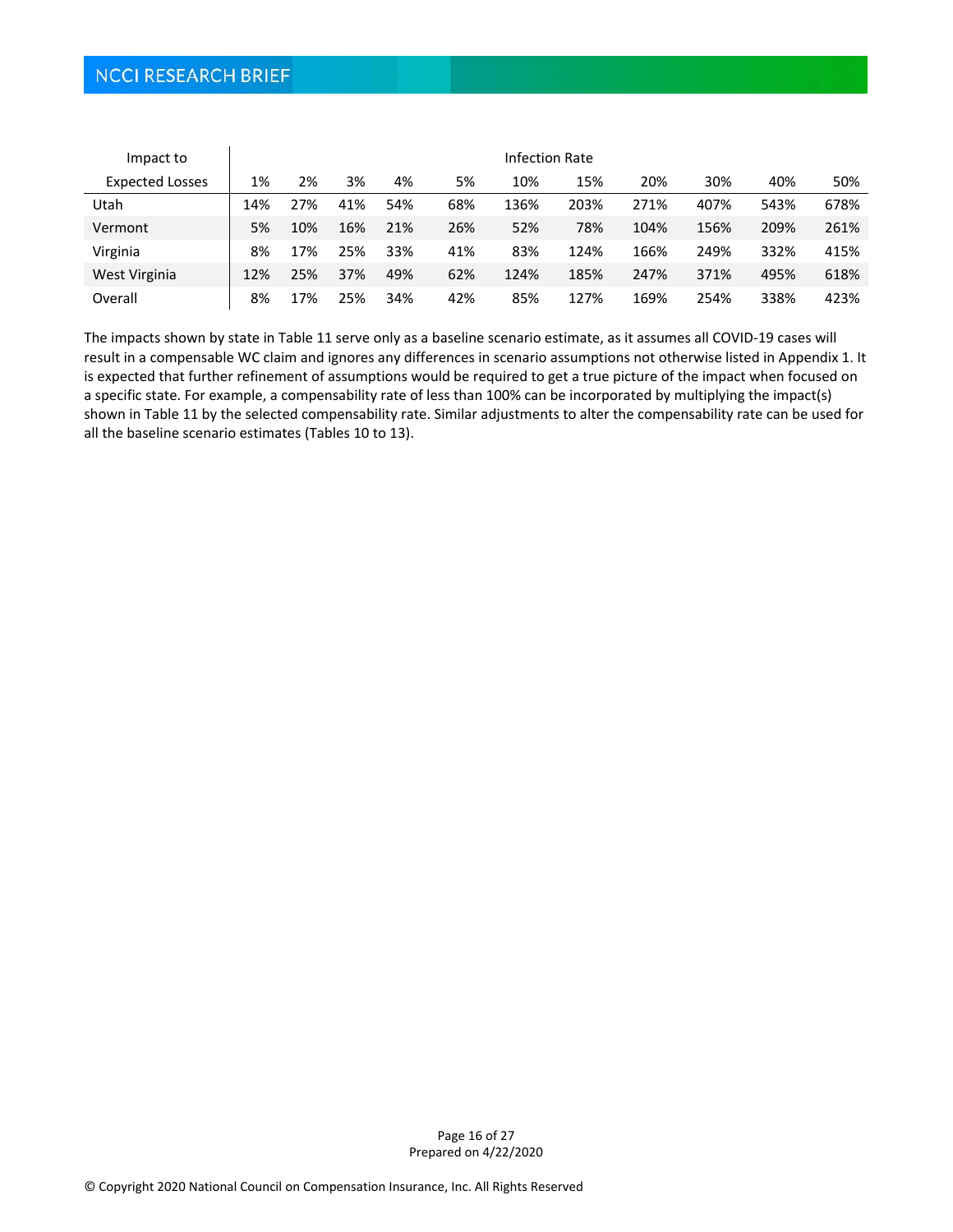| Impact to | Infection Rate | | | | | | | | | | |
|---|---|---|---|---|---|---|---|---|---|---|---|
| Expected Losses | 1% | 2% | 3% | 4% | 5% | 10% | 15% | 20% | 30% | 40% | 50% |
| Utah | 14% | 27% | 41% | 54% | 68% | 136% | 203% | 271% | 407% | 543% | 678% |
| Vermont | 5% | 10% | 16% | 21% | 26% | 52% | 78% | 104% | 156% | 209% | 261% |
| Virginia | 8% | 17% | 25% | 33% | 41% | 83% | 124% | 166% | 249% | 332% | 415% |
| West Virginia | 12% | 25% | 37% | 49% | 62% | 124% | 185% | 247% | 371% | 495% | 618% |
| Overall | 8% | 17% | 25% | 34% | 42% | 85% | 127% | 169% | 254% | 338% | 423% |

The impacts shown by state in Table 11 serve only as a baseline scenario estimate, as it assumes all COVID-19 cases will result in a compensable WC claim and ignores any differences in scenario assumptions not otherwise listed in Appendix 1. It is expected that further refinement of assumptions would be required to get a true picture of the impact when focused on a specific state. For example, a compensability rate of less than 100% can be incorporated by multiplying the impact(s) shown in Table 11 by the selected compensability rate. Similar adjustments to alter the compensability rate can be used for all the baseline scenario estimates (Tables 10 to 13).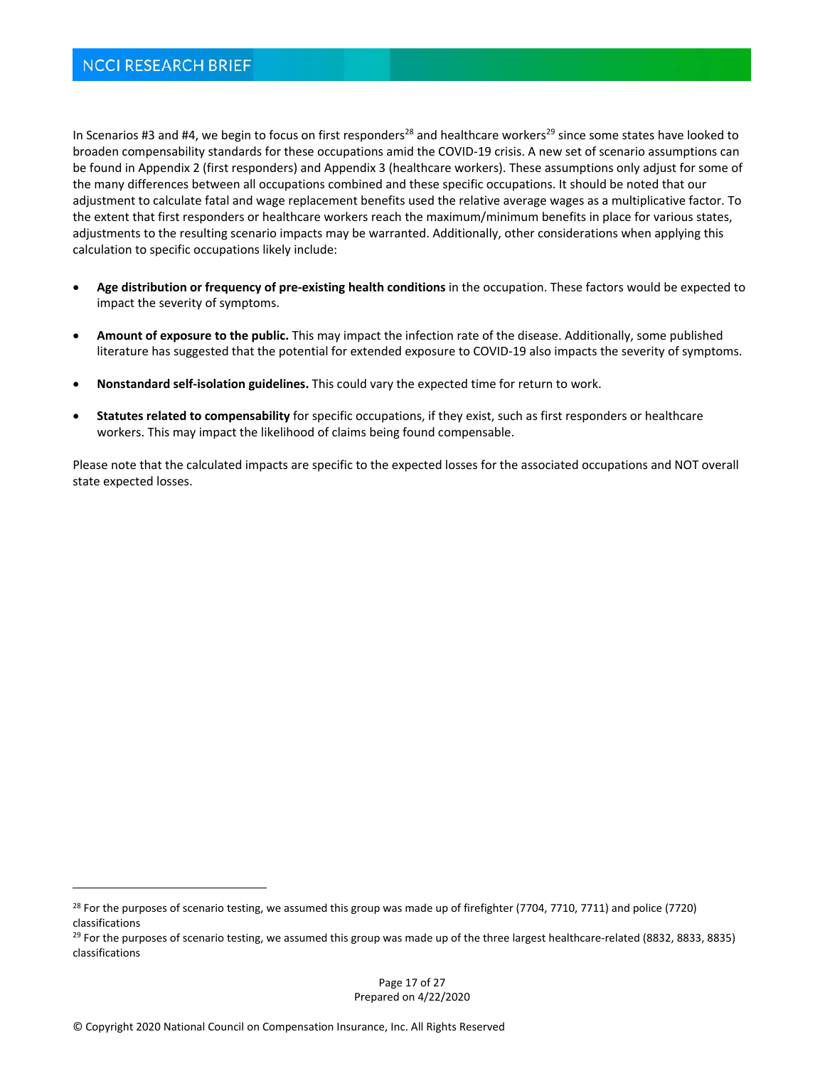In Scenarios #3 and #4, we begin to focus on first responders[28] and healthcare workers[29] since some states have looked to broaden compensability standards for these occupations amid the COVID-19 crisis. A new set of scenario assumptions can be found in Appendix 2 (first responders) and Appendix 3 (healthcare workers). These assumptions only adjust for some of the many differences between all occupations combined and these specific occupations. It should be noted that our adjustment to calculate fatal and wage replacement benefits used the relative average wages as a multiplicative factor. To the extent that first responders or healthcare workers reach the maximum/minimum benefits in place for various states, adjustments to the resulting scenario impacts may be warranted. Additionally, other considerations when applying this calculation to specific occupations likely include:

- **Age distribution or frequency of pre-existing health conditions** in the occupation. These factors would be expected to impact the severity of symptoms.
- **Amount of exposure to the public.** This may impact the infection rate of the disease. Additionally, some published literature has suggested that the potential for extended exposure to COVID-19 also impacts the severity of symptoms.
- **Nonstandard self-isolation guidelines.** This could vary the expected time for return to work.
- **Statutes related to compensability** for specific occupations, if they exist, such as first responders or healthcare workers. This may impact the likelihood of claims being found compensable.

Please note that the calculated impacts are specific to the expected losses for the associated occupations and NOT overall state expected losses.

---

[28] For the purposes of scenario testing, we assumed this group was made up of firefighter (7704, 7710, 7711) and police (7720) classifications

[29] For the purposes of scenario testing, we assumed this group was made up of the three largest healthcare-related (8832, 8833, 8835) classifications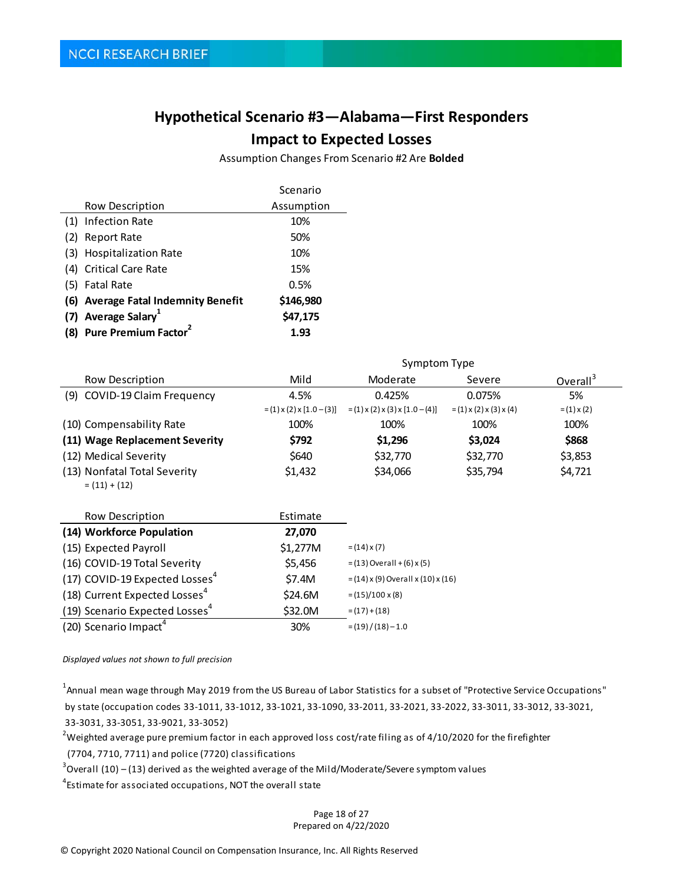## Hypothetical Scenario #3—Alabama—First Responders

## Impact to Expected Losses

Assumption Changes From Scenario #2 Are **Bolded**

| | Row Description | Scenario Assumption |
|---|---|---|
| (1) | Infection Rate | 10% |
| (2) | Report Rate | 50% |
| (3) | Hospitalization Rate | 10% |
| (4) | Critical Care Rate | 15% |
| (5) | Fatal Rate | 0.5% |
| **(6)** | **Average Fatal Indemnity Benefit** | **$146,980** |
| **(7)** | **Average Salary**[1] | **$47,175** |
| **(8)** | **Pure Premium Factor**[2] | **1.93** |

| | Row Description | Symptom Type: Mild | Moderate | Severe | Overall[3] |
|---|---|---|---|---|---|
| (9) | COVID-19 Claim Frequency | 4.5% | 0.425% | 0.075% | 5% |
| | | = (1) x (2) x [1.0 – (3)] | = (1) x (2) x (3) x [1.0 – (4)] | = (1) x (2) x (3) x (4) | = (1) x (2) |
| (10) | Compensability Rate | 100% | 100% | 100% | 100% |
| **(11)** | **Wage Replacement Severity** | **$792** | **$1,296** | **$3,024** | **$868** |
| (12) | Medical Severity | $640 | $32,770 | $32,770 | $3,853 |
| (13) | Nonfatal Total Severity = (11) + (12) | $1,432 | $34,066 | $35,794 | $4,721 |

| | Row Description | Estimate | |
|---|---|---|---|
| **(14)** | **Workforce Population** | **27,070** | |
| (15) | Expected Payroll | $1,277M | = (14) x (7) |
| (16) | COVID-19 Total Severity | $5,456 | = (13) Overall + (6) x (5) |
| (17) | COVID-19 Expected Losses[4] | $7.4M | = (14) x (9) Overall x (10) x (16) |
| (18) | Current Expected Losses[4] | $24.6M | = (15)/100 x (8) |
| (19) | Scenario Expected Losses[4] | $32.0M | = (17) + (18) |
| (20) | Scenario Impact[4] | 30% | = (19) / (18) – 1.0 |

*Displayed values not shown to full precision*

[1] Annual mean wage through May 2019 from the US Bureau of Labor Statistics for a subset of "Protective Service Occupations" by state (occupation codes 33-1011, 33-1012, 33-1021, 33-1090, 33-2011, 33-2021, 33-2022, 33-3011, 33-3012, 33-3021, 33-3031, 33-3051, 33-9021, 33-3052)

[2] Weighted average pure premium factor in each approved loss cost/rate filing as of 4/10/2020 for the firefighter (7704, 7710, 7711) and police (7720) classifications

[3] Overall (10) – (13) derived as the weighted average of the Mild/Moderate/Severe symptom values

[4] Estimate for associated occupations, NOT the overall state

Prepared on 4/22/2020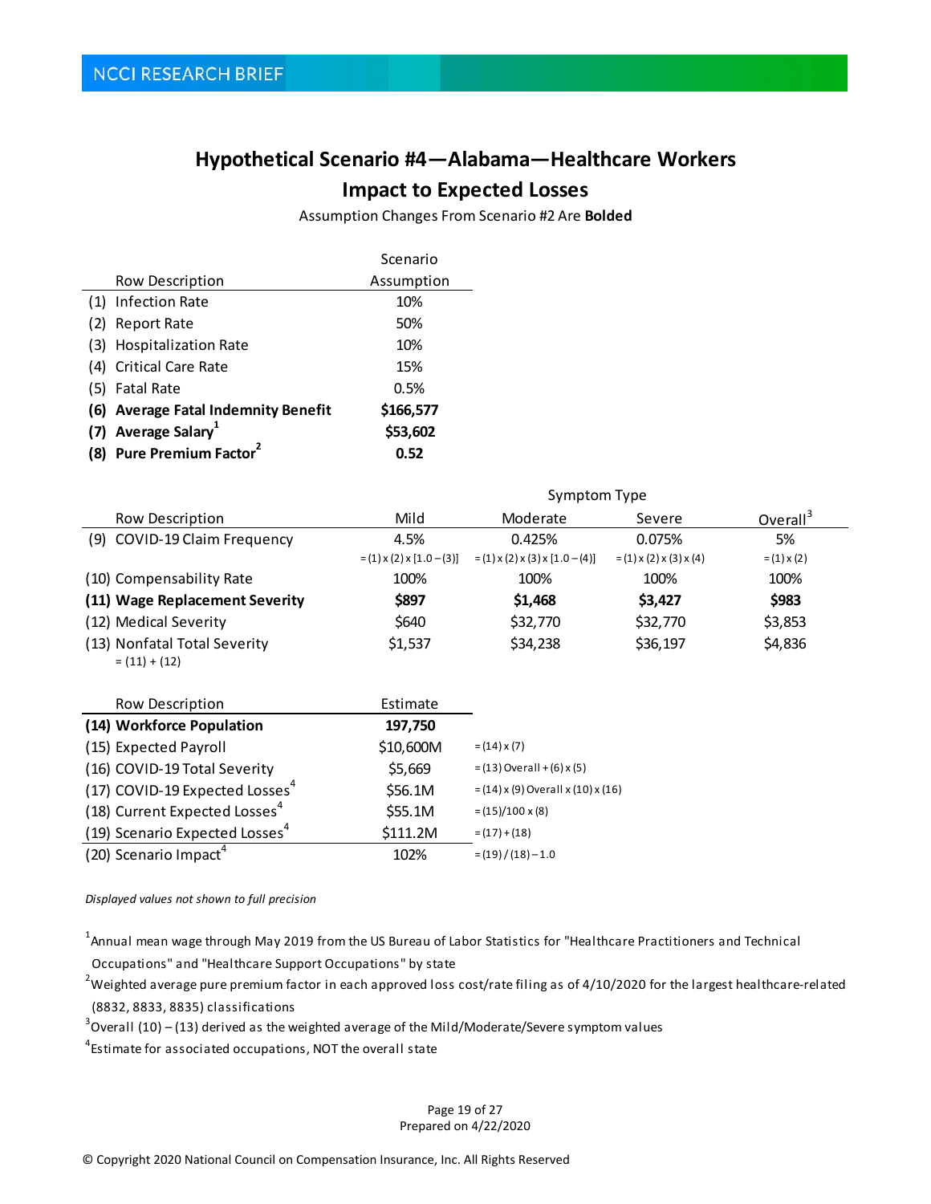## Hypothetical Scenario #4—Alabama—Healthcare Workers

## Impact to Expected Losses

Assumption Changes From Scenario #2 Are **Bolded**

| | Row Description | Scenario Assumption |
|---|---|---|
| (1) | Infection Rate | 10% |
| (2) | Report Rate | 50% |
| (3) | Hospitalization Rate | 10% |
| (4) | Critical Care Rate | 15% |
| (5) | Fatal Rate | 0.5% |
| **(6)** | **Average Fatal Indemnity Benefit** | **$166,577** |
| **(7)** | **Average Salary[1]** | **$53,602** |
| **(8)** | **Pure Premium Factor[2]** | **0.52** |

| Row Description | Mild | Moderate | Severe | Overall[3] |
|---|---|---|---|---|
| | Symptom Type | | | |
| (9) COVID-19 Claim Frequency | 4.5% | 0.425% | 0.075% | 5% |
| | = (1) x (2) x [1.0 – (3)] | = (1) x (2) x (3) x [1.0 – (4)] | = (1) x (2) x (3) x (4) | = (1) x (2) |
| (10) Compensability Rate | 100% | 100% | 100% | 100% |
| **(11) Wage Replacement Severity** | **$897** | **$1,468** | **$3,427** | **$983** |
| (12) Medical Severity | $640 | $32,770 | $32,770 | $3,853 |
| (13) Nonfatal Total Severity = (11) + (12) | $1,537 | $34,238 | $36,197 | $4,836 |

| Row Description | Estimate | |
|---|---|---|
| **(14) Workforce Population** | **197,750** | |
| (15) Expected Payroll | $10,600M | = (14) x (7) |
| (16) COVID-19 Total Severity | $5,669 | = (13) Overall + (6) x (5) |
| (17) COVID-19 Expected Losses[4] | $56.1M | = (14) x (9) Overall x (10) x (16) |
| (18) Current Expected Losses[4] | $55.1M | = (15)/100 x (8) |
| (19) Scenario Expected Losses[4] | $111.2M | = (17) + (18) |
| (20) Scenario Impact[4] | 102% | = (19) / (18) – 1.0 |

*Displayed values not shown to full precision*

[1]Annual mean wage through May 2019 from the US Bureau of Labor Statistics for "Healthcare Practitioners and Technical Occupations" and "Healthcare Support Occupations" by state

[2]Weighted average pure premium factor in each approved loss cost/rate filing as of 4/10/2020 for the largest healthcare-related (8832, 8833, 8835) classifications

[3]Overall (10) – (13) derived as the weighted average of the Mild/Moderate/Severe symptom values

[4]Estimate for associated occupations, NOT the overall state

Prepared on 4/22/2020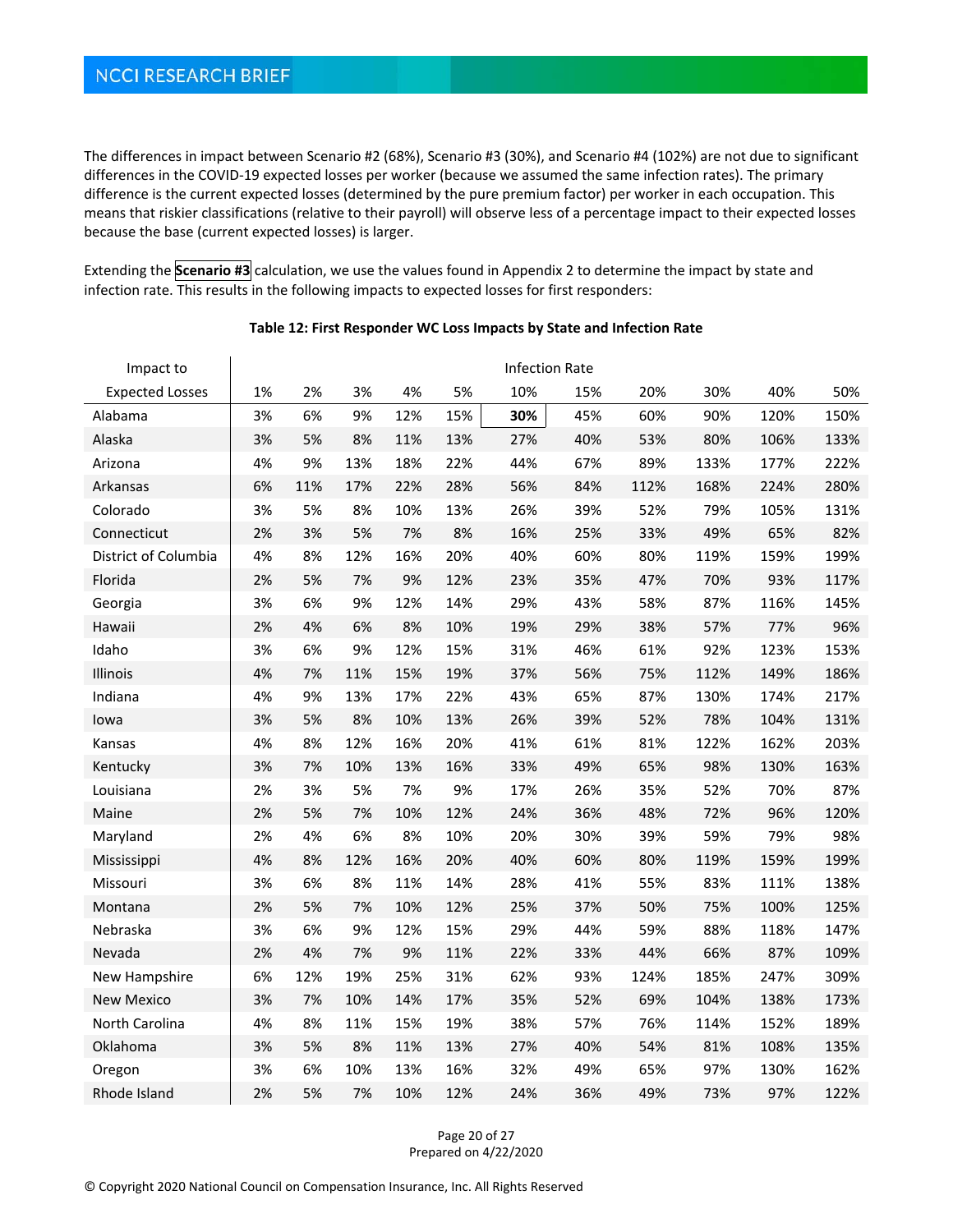The differences in impact between Scenario #2 (68%), Scenario #3 (30%), and Scenario #4 (102%) are not due to significant differences in the COVID-19 expected losses per worker (because we assumed the same infection rates). The primary difference is the current expected losses (determined by the pure premium factor) per worker in each occupation. This means that riskier classifications (relative to their payroll) will observe less of a percentage impact to their expected losses because the base (current expected losses) is larger.

Extending the **Scenario #3** calculation, we use the values found in Appendix 2 to determine the impact by state and infection rate. This results in the following impacts to expected losses for first responders:

**Table 12: First Responder WC Loss Impacts by State and Infection Rate**

| Impact to | Infection Rate | | | | | | | | | | |
|---|---|---|---|---|---|---|---|---|---|---|---|
| Expected Losses | 1% | 2% | 3% | 4% | 5% | 10% | 15% | 20% | 30% | 40% | 50% |
| Alabama | 3% | 6% | 9% | 12% | 15% | **30%** | 45% | 60% | 90% | 120% | 150% |
| Alaska | 3% | 5% | 8% | 11% | 13% | 27% | 40% | 53% | 80% | 106% | 133% |
| Arizona | 4% | 9% | 13% | 18% | 22% | 44% | 67% | 89% | 133% | 177% | 222% |
| Arkansas | 6% | 11% | 17% | 22% | 28% | 56% | 84% | 112% | 168% | 224% | 280% |
| Colorado | 3% | 5% | 8% | 10% | 13% | 26% | 39% | 52% | 79% | 105% | 131% |
| Connecticut | 2% | 3% | 5% | 7% | 8% | 16% | 25% | 33% | 49% | 65% | 82% |
| District of Columbia | 4% | 8% | 12% | 16% | 20% | 40% | 60% | 80% | 119% | 159% | 199% |
| Florida | 2% | 5% | 7% | 9% | 12% | 23% | 35% | 47% | 70% | 93% | 117% |
| Georgia | 3% | 6% | 9% | 12% | 14% | 29% | 43% | 58% | 87% | 116% | 145% |
| Hawaii | 2% | 4% | 6% | 8% | 10% | 19% | 29% | 38% | 57% | 77% | 96% |
| Idaho | 3% | 6% | 9% | 12% | 15% | 31% | 46% | 61% | 92% | 123% | 153% |
| Illinois | 4% | 7% | 11% | 15% | 19% | 37% | 56% | 75% | 112% | 149% | 186% |
| Indiana | 4% | 9% | 13% | 17% | 22% | 43% | 65% | 87% | 130% | 174% | 217% |
| Iowa | 3% | 5% | 8% | 10% | 13% | 26% | 39% | 52% | 78% | 104% | 131% |
| Kansas | 4% | 8% | 12% | 16% | 20% | 41% | 61% | 81% | 122% | 162% | 203% |
| Kentucky | 3% | 7% | 10% | 13% | 16% | 33% | 49% | 65% | 98% | 130% | 163% |
| Louisiana | 2% | 3% | 5% | 7% | 9% | 17% | 26% | 35% | 52% | 70% | 87% |
| Maine | 2% | 5% | 7% | 10% | 12% | 24% | 36% | 48% | 72% | 96% | 120% |
| Maryland | 2% | 4% | 6% | 8% | 10% | 20% | 30% | 39% | 59% | 79% | 98% |
| Mississippi | 4% | 8% | 12% | 16% | 20% | 40% | 60% | 80% | 119% | 159% | 199% |
| Missouri | 3% | 6% | 8% | 11% | 14% | 28% | 41% | 55% | 83% | 111% | 138% |
| Montana | 2% | 5% | 7% | 10% | 12% | 25% | 37% | 50% | 75% | 100% | 125% |
| Nebraska | 3% | 6% | 9% | 12% | 15% | 29% | 44% | 59% | 88% | 118% | 147% |
| Nevada | 2% | 4% | 7% | 9% | 11% | 22% | 33% | 44% | 66% | 87% | 109% |
| New Hampshire | 6% | 12% | 19% | 25% | 31% | 62% | 93% | 124% | 185% | 247% | 309% |
| New Mexico | 3% | 7% | 10% | 14% | 17% | 35% | 52% | 69% | 104% | 138% | 173% |
| North Carolina | 4% | 8% | 11% | 15% | 19% | 38% | 57% | 76% | 114% | 152% | 189% |
| Oklahoma | 3% | 5% | 8% | 11% | 13% | 27% | 40% | 54% | 81% | 108% | 135% |
| Oregon | 3% | 6% | 10% | 13% | 16% | 32% | 49% | 65% | 97% | 130% | 162% |
| Rhode Island | 2% | 5% | 7% | 10% | 12% | 24% | 36% | 49% | 73% | 97% | 122% |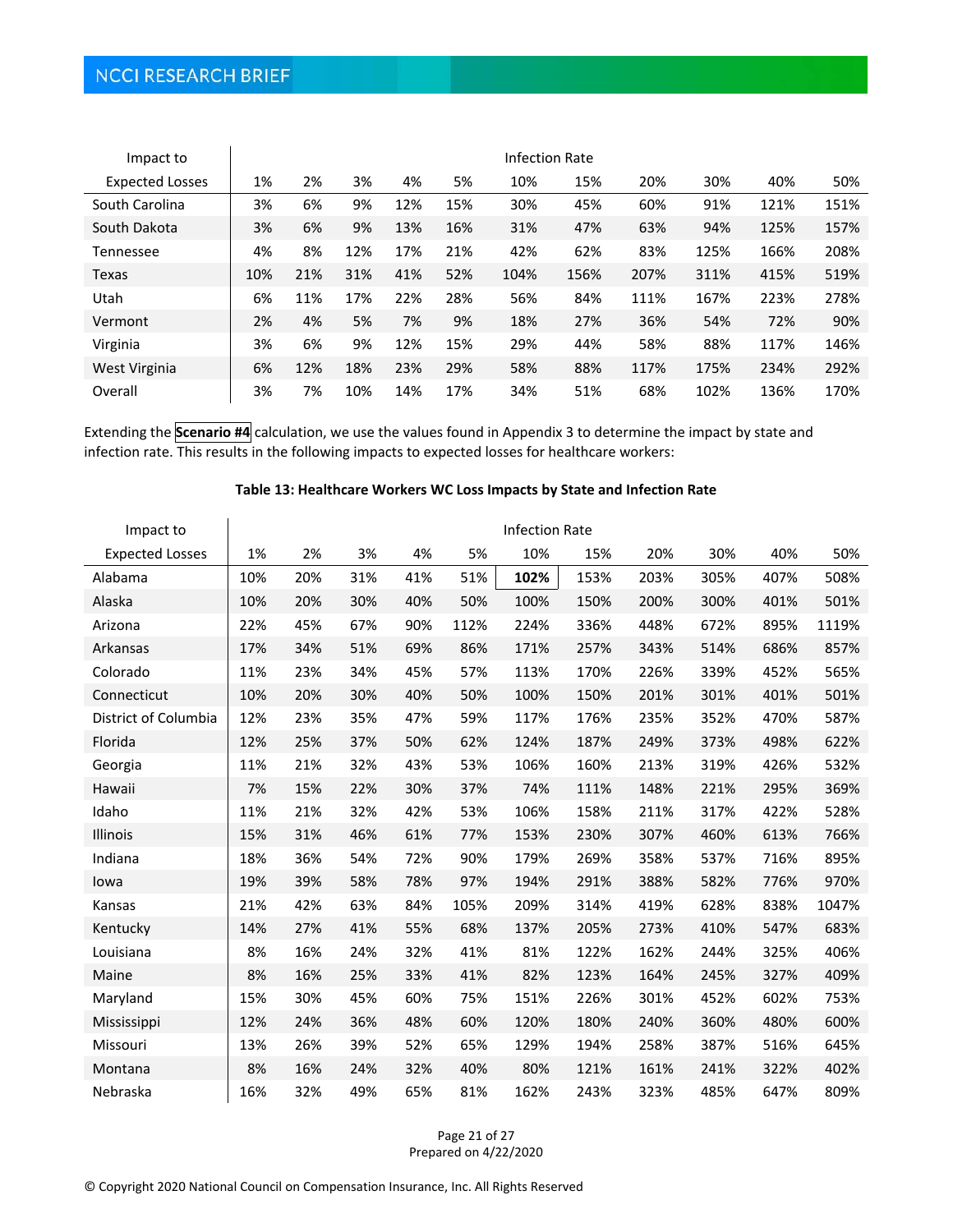| Impact to | Infection Rate | | | | | | | | | | |
|---|---|---|---|---|---|---|---|---|---|---|---|
| Expected Losses | 1% | 2% | 3% | 4% | 5% | 10% | 15% | 20% | 30% | 40% | 50% |
| South Carolina | 3% | 6% | 9% | 12% | 15% | 30% | 45% | 60% | 91% | 121% | 151% |
| South Dakota | 3% | 6% | 9% | 13% | 16% | 31% | 47% | 63% | 94% | 125% | 157% |
| Tennessee | 4% | 8% | 12% | 17% | 21% | 42% | 62% | 83% | 125% | 166% | 208% |
| Texas | 10% | 21% | 31% | 41% | 52% | 104% | 156% | 207% | 311% | 415% | 519% |
| Utah | 6% | 11% | 17% | 22% | 28% | 56% | 84% | 111% | 167% | 223% | 278% |
| Vermont | 2% | 4% | 5% | 7% | 9% | 18% | 27% | 36% | 54% | 72% | 90% |
| Virginia | 3% | 6% | 9% | 12% | 15% | 29% | 44% | 58% | 88% | 117% | 146% |
| West Virginia | 6% | 12% | 18% | 23% | 29% | 58% | 88% | 117% | 175% | 234% | 292% |
| Overall | 3% | 7% | 10% | 14% | 17% | 34% | 51% | 68% | 102% | 136% | 170% |

Extending the **Scenario #4** calculation, we use the values found in Appendix 3 to determine the impact by state and infection rate. This results in the following impacts to expected losses for healthcare workers:

**Table 13: Healthcare Workers WC Loss Impacts by State and Infection Rate**

| Impact to | Infection Rate | | | | | | | | | | |
|---|---|---|---|---|---|---|---|---|---|---|---|
| Expected Losses | 1% | 2% | 3% | 4% | 5% | 10% | 15% | 20% | 30% | 40% | 50% |
| Alabama | 10% | 20% | 31% | 41% | 51% | **102%** | 153% | 203% | 305% | 407% | 508% |
| Alaska | 10% | 20% | 30% | 40% | 50% | 100% | 150% | 200% | 300% | 401% | 501% |
| Arizona | 22% | 45% | 67% | 90% | 112% | 224% | 336% | 448% | 672% | 895% | 1119% |
| Arkansas | 17% | 34% | 51% | 69% | 86% | 171% | 257% | 343% | 514% | 686% | 857% |
| Colorado | 11% | 23% | 34% | 45% | 57% | 113% | 170% | 226% | 339% | 452% | 565% |
| Connecticut | 10% | 20% | 30% | 40% | 50% | 100% | 150% | 201% | 301% | 401% | 501% |
| District of Columbia | 12% | 23% | 35% | 47% | 59% | 117% | 176% | 235% | 352% | 470% | 587% |
| Florida | 12% | 25% | 37% | 50% | 62% | 124% | 187% | 249% | 373% | 498% | 622% |
| Georgia | 11% | 21% | 32% | 43% | 53% | 106% | 160% | 213% | 319% | 426% | 532% |
| Hawaii | 7% | 15% | 22% | 30% | 37% | 74% | 111% | 148% | 221% | 295% | 369% |
| Idaho | 11% | 21% | 32% | 42% | 53% | 106% | 158% | 211% | 317% | 422% | 528% |
| Illinois | 15% | 31% | 46% | 61% | 77% | 153% | 230% | 307% | 460% | 613% | 766% |
| Indiana | 18% | 36% | 54% | 72% | 90% | 179% | 269% | 358% | 537% | 716% | 895% |
| Iowa | 19% | 39% | 58% | 78% | 97% | 194% | 291% | 388% | 582% | 776% | 970% |
| Kansas | 21% | 42% | 63% | 84% | 105% | 209% | 314% | 419% | 628% | 838% | 1047% |
| Kentucky | 14% | 27% | 41% | 55% | 68% | 137% | 205% | 273% | 410% | 547% | 683% |
| Louisiana | 8% | 16% | 24% | 32% | 41% | 81% | 122% | 162% | 244% | 325% | 406% |
| Maine | 8% | 16% | 25% | 33% | 41% | 82% | 123% | 164% | 245% | 327% | 409% |
| Maryland | 15% | 30% | 45% | 60% | 75% | 151% | 226% | 301% | 452% | 602% | 753% |
| Mississippi | 12% | 24% | 36% | 48% | 60% | 120% | 180% | 240% | 360% | 480% | 600% |
| Missouri | 13% | 26% | 39% | 52% | 65% | 129% | 194% | 258% | 387% | 516% | 645% |
| Montana | 8% | 16% | 24% | 32% | 40% | 80% | 121% | 161% | 241% | 322% | 402% |
| Nebraska | 16% | 32% | 49% | 65% | 81% | 162% | 243% | 323% | 485% | 647% | 809% |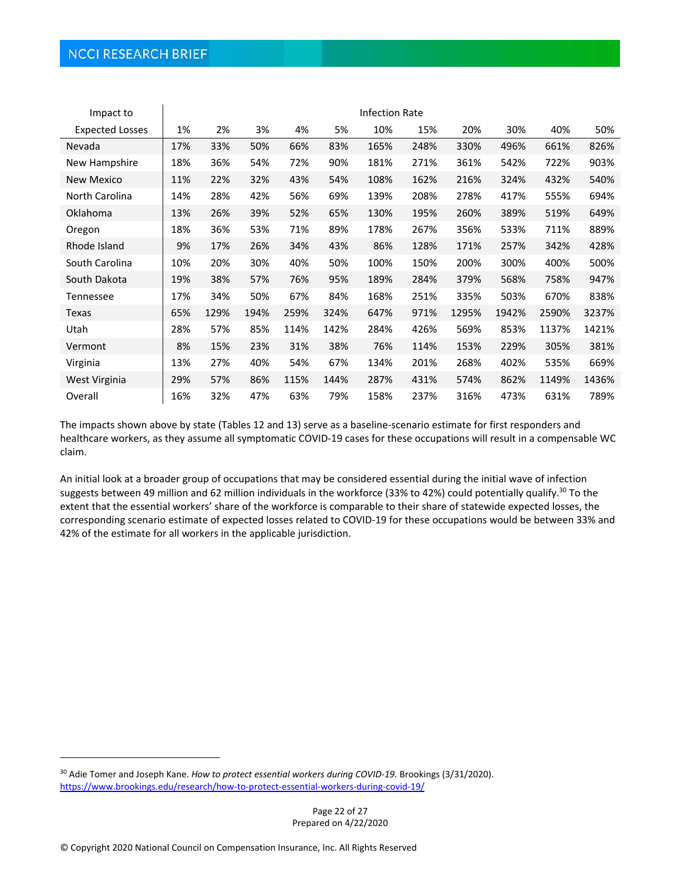| Impact to Expected Losses | Infection Rate | | | | | | | | | | |
|---|---|---|---|---|---|---|---|---|---|---|---|
| | 1% | 2% | 3% | 4% | 5% | 10% | 15% | 20% | 30% | 40% | 50% |
| Nevada | 17% | 33% | 50% | 66% | 83% | 165% | 248% | 330% | 496% | 661% | 826% |
| New Hampshire | 18% | 36% | 54% | 72% | 90% | 181% | 271% | 361% | 542% | 722% | 903% |
| New Mexico | 11% | 22% | 32% | 43% | 54% | 108% | 162% | 216% | 324% | 432% | 540% |
| North Carolina | 14% | 28% | 42% | 56% | 69% | 139% | 208% | 278% | 417% | 555% | 694% |
| Oklahoma | 13% | 26% | 39% | 52% | 65% | 130% | 195% | 260% | 389% | 519% | 649% |
| Oregon | 18% | 36% | 53% | 71% | 89% | 178% | 267% | 356% | 533% | 711% | 889% |
| Rhode Island | 9% | 17% | 26% | 34% | 43% | 86% | 128% | 171% | 257% | 342% | 428% |
| South Carolina | 10% | 20% | 30% | 40% | 50% | 100% | 150% | 200% | 300% | 400% | 500% |
| South Dakota | 19% | 38% | 57% | 76% | 95% | 189% | 284% | 379% | 568% | 758% | 947% |
| Tennessee | 17% | 34% | 50% | 67% | 84% | 168% | 251% | 335% | 503% | 670% | 838% |
| Texas | 65% | 129% | 194% | 259% | 324% | 647% | 971% | 1295% | 1942% | 2590% | 3237% |
| Utah | 28% | 57% | 85% | 114% | 142% | 284% | 426% | 569% | 853% | 1137% | 1421% |
| Vermont | 8% | 15% | 23% | 31% | 38% | 76% | 114% | 153% | 229% | 305% | 381% |
| Virginia | 13% | 27% | 40% | 54% | 67% | 134% | 201% | 268% | 402% | 535% | 669% |
| West Virginia | 29% | 57% | 86% | 115% | 144% | 287% | 431% | 574% | 862% | 1149% | 1436% |
| Overall | 16% | 32% | 47% | 63% | 79% | 158% | 237% | 316% | 473% | 631% | 789% |

The impacts shown above by state (Tables 12 and 13) serve as a baseline-scenario estimate for first responders and healthcare workers, as they assume all symptomatic COVID-19 cases for these occupations will result in a compensable WC claim.

An initial look at a broader group of occupations that may be considered essential during the initial wave of infection suggests between 49 million and 62 million individuals in the workforce (33% to 42%) could potentially qualify.[30] To the extent that the essential workers' share of the workforce is comparable to their share of statewide expected losses, the corresponding scenario estimate of expected losses related to COVID-19 for these occupations would be between 33% and 42% of the estimate for all workers in the applicable jurisdiction.

[30] Adie Tomer and Joseph Kane. *How to protect essential workers during COVID-19.* Brookings (3/31/2020). https://www.brookings.edu/research/how-to-protect-essential-workers-during-covid-19/

Prepared on 4/22/2020

© Copyright 2020 National Council on Compensation Insurance, Inc. All Rights Reserved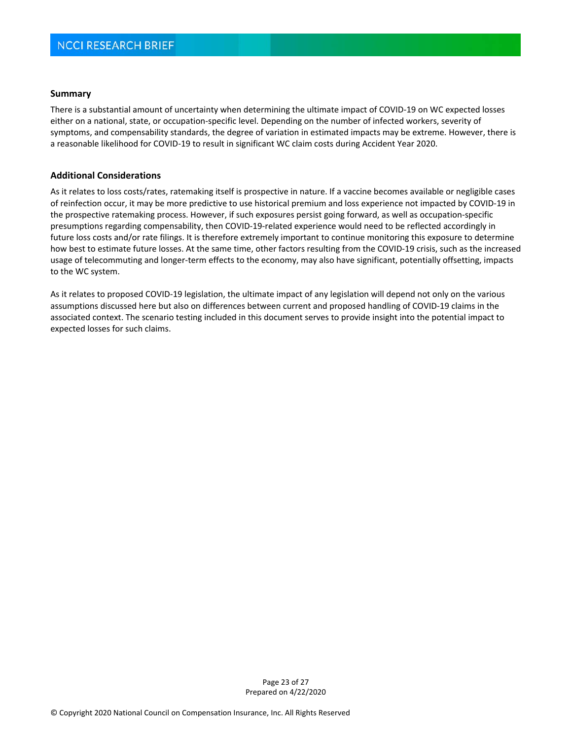## Summary

There is a substantial amount of uncertainty when determining the ultimate impact of COVID-19 on WC expected losses either on a national, state, or occupation-specific level. Depending on the number of infected workers, severity of symptoms, and compensability standards, the degree of variation in estimated impacts may be extreme. However, there is a reasonable likelihood for COVID-19 to result in significant WC claim costs during Accident Year 2020.

## Additional Considerations

As it relates to loss costs/rates, ratemaking itself is prospective in nature. If a vaccine becomes available or negligible cases of reinfection occur, it may be more predictive to use historical premium and loss experience not impacted by COVID-19 in the prospective ratemaking process. However, if such exposures persist going forward, as well as occupation-specific presumptions regarding compensability, then COVID-19-related experience would need to be reflected accordingly in future loss costs and/or rate filings. It is therefore extremely important to continue monitoring this exposure to determine how best to estimate future losses. At the same time, other factors resulting from the COVID-19 crisis, such as the increased usage of telecommuting and longer-term effects to the economy, may also have significant, potentially offsetting, impacts to the WC system.

As it relates to proposed COVID-19 legislation, the ultimate impact of any legislation will depend not only on the various assumptions discussed here but also on differences between current and proposed handling of COVID-19 claims in the associated context. The scenario testing included in this document serves to provide insight into the potential impact to expected losses for such claims.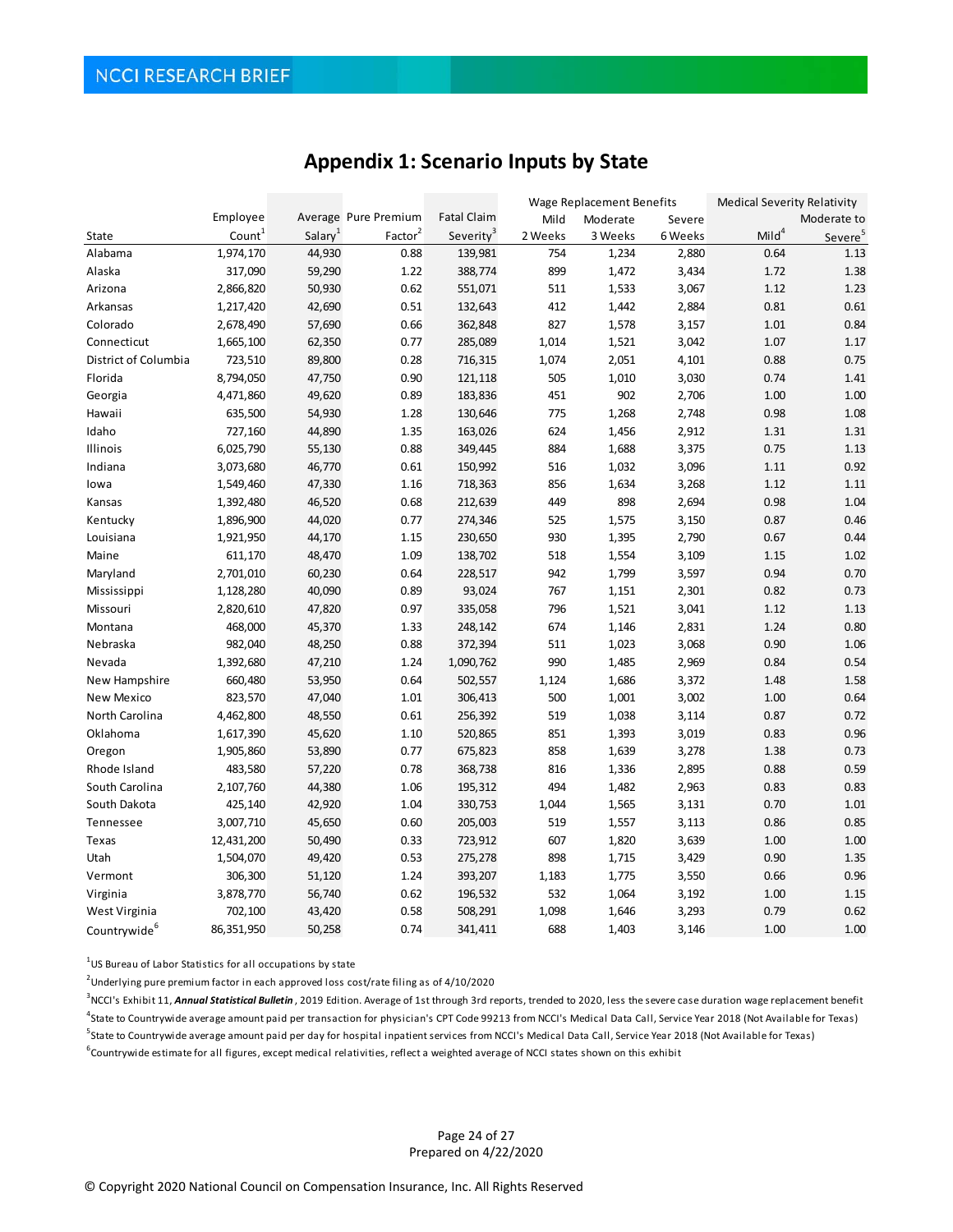## Appendix 1: Scenario Inputs by State

| State | Employee Count[1] | Average Salary[1] | Pure Premium Factor[2] | Fatal Claim Severity[3] | Wage Replacement Benefits Mild 2 Weeks | Wage Replacement Benefits Moderate 3 Weeks | Wage Replacement Benefits Severe 6 Weeks | Medical Severity Relativity Mild[4] | Medical Severity Relativity Moderate to Severe[5] |
|---|---|---|---|---|---|---|---|---|---|
| Alabama | 1,974,170 | 44,930 | 0.88 | 139,981 | 754 | 1,234 | 2,880 | 0.64 | 1.13 |
| Alaska | 317,090 | 59,290 | 1.22 | 388,774 | 899 | 1,472 | 3,434 | 1.72 | 1.38 |
| Arizona | 2,866,820 | 50,930 | 0.62 | 551,071 | 511 | 1,533 | 3,067 | 1.12 | 1.23 |
| Arkansas | 1,217,420 | 42,690 | 0.51 | 132,643 | 412 | 1,442 | 2,884 | 0.81 | 0.61 |
| Colorado | 2,678,490 | 57,690 | 0.66 | 362,848 | 827 | 1,578 | 3,157 | 1.01 | 0.84 |
| Connecticut | 1,665,100 | 62,350 | 0.77 | 285,089 | 1,014 | 1,521 | 3,042 | 1.07 | 1.17 |
| District of Columbia | 723,510 | 89,800 | 0.28 | 716,315 | 1,074 | 2,051 | 4,101 | 0.88 | 0.75 |
| Florida | 8,794,050 | 47,750 | 0.90 | 121,118 | 505 | 1,010 | 3,030 | 0.74 | 1.41 |
| Georgia | 4,471,860 | 49,620 | 0.89 | 183,836 | 451 | 902 | 2,706 | 1.00 | 1.00 |
| Hawaii | 635,500 | 54,930 | 1.28 | 130,646 | 775 | 1,268 | 2,748 | 0.98 | 1.08 |
| Idaho | 727,160 | 44,890 | 1.35 | 163,026 | 624 | 1,456 | 2,912 | 1.31 | 1.31 |
| Illinois | 6,025,790 | 55,130 | 0.88 | 349,445 | 884 | 1,688 | 3,375 | 0.75 | 1.13 |
| Indiana | 3,073,680 | 46,770 | 0.61 | 150,992 | 516 | 1,032 | 3,096 | 1.11 | 0.92 |
| Iowa | 1,549,460 | 47,330 | 1.16 | 718,363 | 856 | 1,634 | 3,268 | 1.12 | 1.11 |
| Kansas | 1,392,480 | 46,520 | 0.68 | 212,639 | 449 | 898 | 2,694 | 0.98 | 1.04 |
| Kentucky | 1,896,900 | 44,020 | 0.77 | 274,346 | 525 | 1,575 | 3,150 | 0.87 | 0.46 |
| Louisiana | 1,921,950 | 44,170 | 1.15 | 230,650 | 930 | 1,395 | 2,790 | 0.67 | 0.44 |
| Maine | 611,170 | 48,470 | 1.09 | 138,702 | 518 | 1,554 | 3,109 | 1.15 | 1.02 |
| Maryland | 2,701,010 | 60,230 | 0.64 | 228,517 | 942 | 1,799 | 3,597 | 0.94 | 0.70 |
| Mississippi | 1,128,280 | 40,090 | 0.89 | 93,024 | 767 | 1,151 | 2,301 | 0.82 | 0.73 |
| Missouri | 2,820,610 | 47,820 | 0.97 | 335,058 | 796 | 1,521 | 3,041 | 1.12 | 1.13 |
| Montana | 468,000 | 45,370 | 1.33 | 248,142 | 674 | 1,146 | 2,831 | 1.24 | 0.80 |
| Nebraska | 982,040 | 48,250 | 0.88 | 372,394 | 511 | 1,023 | 3,068 | 0.90 | 1.06 |
| Nevada | 1,392,680 | 47,210 | 1.24 | 1,090,762 | 990 | 1,485 | 2,969 | 0.84 | 0.54 |
| New Hampshire | 660,480 | 53,950 | 0.64 | 502,557 | 1,124 | 1,686 | 3,372 | 1.48 | 1.58 |
| New Mexico | 823,570 | 47,040 | 1.01 | 306,413 | 500 | 1,001 | 3,002 | 1.00 | 0.64 |
| North Carolina | 4,462,800 | 48,550 | 0.61 | 256,392 | 519 | 1,038 | 3,114 | 0.87 | 0.72 |
| Oklahoma | 1,617,390 | 45,620 | 1.10 | 520,865 | 851 | 1,393 | 3,019 | 0.83 | 0.96 |
| Oregon | 1,905,860 | 53,890 | 0.77 | 675,823 | 858 | 1,639 | 3,278 | 1.38 | 0.73 |
| Rhode Island | 483,580 | 57,220 | 0.78 | 368,738 | 816 | 1,336 | 2,895 | 0.88 | 0.59 |
| South Carolina | 2,107,760 | 44,380 | 1.06 | 195,312 | 494 | 1,482 | 2,963 | 0.83 | 0.83 |
| South Dakota | 425,140 | 42,920 | 1.04 | 330,753 | 1,044 | 1,565 | 3,131 | 0.70 | 1.01 |
| Tennessee | 3,007,710 | 45,650 | 0.60 | 205,003 | 519 | 1,557 | 3,113 | 0.86 | 0.85 |
| Texas | 12,431,200 | 50,490 | 0.33 | 723,912 | 607 | 1,820 | 3,639 | 1.00 | 1.00 |
| Utah | 1,504,070 | 49,420 | 0.53 | 275,278 | 898 | 1,715 | 3,429 | 0.90 | 1.35 |
| Vermont | 306,300 | 51,120 | 1.24 | 393,207 | 1,183 | 1,775 | 3,550 | 0.66 | 0.96 |
| Virginia | 3,878,770 | 56,740 | 0.62 | 196,532 | 532 | 1,064 | 3,192 | 1.00 | 1.15 |
| West Virginia | 702,100 | 43,420 | 0.58 | 508,291 | 1,098 | 1,646 | 3,293 | 0.79 | 0.62 |
| Countrywide[6] | 86,351,950 | 50,258 | 0.74 | 341,411 | 688 | 1,403 | 3,146 | 1.00 | 1.00 |

[1] US Bureau of Labor Statistics for all occupations by state

[2] Underlying pure premium factor in each approved loss cost/rate filing as of 4/10/2020

[3] NCCI's Exhibit 11, ***Annual Statistical Bulletin***, 2019 Edition. Average of 1st through 3rd reports, trended to 2020, less the severe case duration wage replacement benefit

[4] State to Countrywide average amount paid per transaction for physician's CPT Code 99213 from NCCI's Medical Data Call, Service Year 2018 (Not Available for Texas)

[5] State to Countrywide average amount paid per day for hospital inpatient services from NCCI's Medical Data Call, Service Year 2018 (Not Available for Texas)

[6] Countrywide estimate for all figures, except medical relativities, reflect a weighted average of NCCI states shown on this exhibit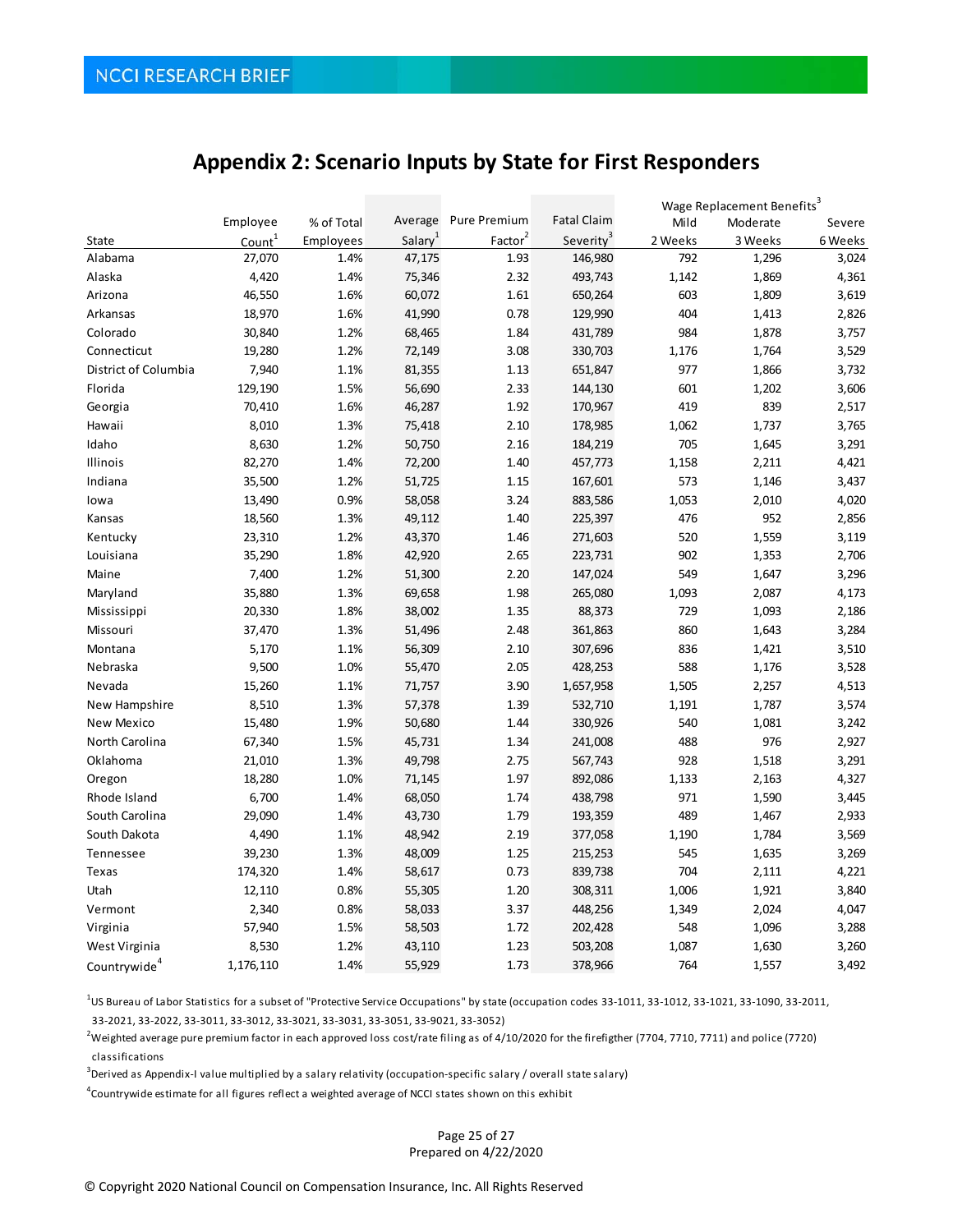## Appendix 2: Scenario Inputs by State for First Responders

| State | Employee Count[1] | % of Total Employees | Average Salary[1] | Pure Premium Factor[2] | Fatal Claim Severity[3] | Wage Replacement Benefits[3] Mild 2 Weeks | Moderate 3 Weeks | Severe 6 Weeks |
|---|---|---|---|---|---|---|---|---|
| Alabama | 27,070 | 1.4% | 47,175 | 1.93 | 146,980 | 792 | 1,296 | 3,024 |
| Alaska | 4,420 | 1.4% | 75,346 | 2.32 | 493,743 | 1,142 | 1,869 | 4,361 |
| Arizona | 46,550 | 1.6% | 60,072 | 1.61 | 650,264 | 603 | 1,809 | 3,619 |
| Arkansas | 18,970 | 1.6% | 41,990 | 0.78 | 129,990 | 404 | 1,413 | 2,826 |
| Colorado | 30,840 | 1.2% | 68,465 | 1.84 | 431,789 | 984 | 1,878 | 3,757 |
| Connecticut | 19,280 | 1.2% | 72,149 | 3.08 | 330,703 | 1,176 | 1,764 | 3,529 |
| District of Columbia | 7,940 | 1.1% | 81,355 | 1.13 | 651,847 | 977 | 1,866 | 3,732 |
| Florida | 129,190 | 1.5% | 56,690 | 2.33 | 144,130 | 601 | 1,202 | 3,606 |
| Georgia | 70,410 | 1.6% | 46,287 | 1.92 | 170,967 | 419 | 839 | 2,517 |
| Hawaii | 8,010 | 1.3% | 75,418 | 2.10 | 178,985 | 1,062 | 1,737 | 3,765 |
| Idaho | 8,630 | 1.2% | 50,750 | 2.16 | 184,219 | 705 | 1,645 | 3,291 |
| Illinois | 82,270 | 1.4% | 72,200 | 1.40 | 457,773 | 1,158 | 2,211 | 4,421 |
| Indiana | 35,500 | 1.2% | 51,725 | 1.15 | 167,601 | 573 | 1,146 | 3,437 |
| Iowa | 13,490 | 0.9% | 58,058 | 3.24 | 883,586 | 1,053 | 2,010 | 4,020 |
| Kansas | 18,560 | 1.3% | 49,112 | 1.40 | 225,397 | 476 | 952 | 2,856 |
| Kentucky | 23,310 | 1.2% | 43,370 | 1.46 | 271,603 | 520 | 1,559 | 3,119 |
| Louisiana | 35,290 | 1.8% | 42,920 | 2.65 | 223,731 | 902 | 1,353 | 2,706 |
| Maine | 7,400 | 1.2% | 51,300 | 2.20 | 147,024 | 549 | 1,647 | 3,296 |
| Maryland | 35,880 | 1.3% | 69,658 | 1.98 | 265,080 | 1,093 | 2,087 | 4,173 |
| Mississippi | 20,330 | 1.8% | 38,002 | 1.35 | 88,373 | 729 | 1,093 | 2,186 |
| Missouri | 37,470 | 1.3% | 51,496 | 2.48 | 361,863 | 860 | 1,643 | 3,284 |
| Montana | 5,170 | 1.1% | 56,309 | 2.10 | 307,696 | 836 | 1,421 | 3,510 |
| Nebraska | 9,500 | 1.0% | 55,470 | 2.05 | 428,253 | 588 | 1,176 | 3,528 |
| Nevada | 15,260 | 1.1% | 71,757 | 3.90 | 1,657,958 | 1,505 | 2,257 | 4,513 |
| New Hampshire | 8,510 | 1.3% | 57,378 | 1.39 | 532,710 | 1,191 | 1,787 | 3,574 |
| New Mexico | 15,480 | 1.9% | 50,680 | 1.44 | 330,926 | 540 | 1,081 | 3,242 |
| North Carolina | 67,340 | 1.5% | 45,731 | 1.34 | 241,008 | 488 | 976 | 2,927 |
| Oklahoma | 21,010 | 1.3% | 49,798 | 2.75 | 567,743 | 928 | 1,518 | 3,291 |
| Oregon | 18,280 | 1.0% | 71,145 | 1.97 | 892,086 | 1,133 | 2,163 | 4,327 |
| Rhode Island | 6,700 | 1.4% | 68,050 | 1.74 | 438,798 | 971 | 1,590 | 3,445 |
| South Carolina | 29,090 | 1.4% | 43,730 | 1.79 | 193,359 | 489 | 1,467 | 2,933 |
| South Dakota | 4,490 | 1.1% | 48,942 | 2.19 | 377,058 | 1,190 | 1,784 | 3,569 |
| Tennessee | 39,230 | 1.3% | 48,009 | 1.25 | 215,253 | 545 | 1,635 | 3,269 |
| Texas | 174,320 | 1.4% | 58,617 | 0.73 | 839,738 | 704 | 2,111 | 4,221 |
| Utah | 12,110 | 0.8% | 55,305 | 1.20 | 308,311 | 1,006 | 1,921 | 3,840 |
| Vermont | 2,340 | 0.8% | 58,033 | 3.37 | 448,256 | 1,349 | 2,024 | 4,047 |
| Virginia | 57,940 | 1.5% | 58,503 | 1.72 | 202,428 | 548 | 1,096 | 3,288 |
| West Virginia | 8,530 | 1.2% | 43,110 | 1.23 | 503,208 | 1,087 | 1,630 | 3,260 |
| Countrywide[4] | 1,176,110 | 1.4% | 55,929 | 1.73 | 378,966 | 764 | 1,557 | 3,492 |

[1]US Bureau of Labor Statistics for a subset of "Protective Service Occupations" by state (occupation codes 33-1011, 33-1012, 33-1021, 33-1090, 33-2011, 33-2021, 33-2022, 33-3011, 33-3012, 33-3021, 33-3031, 33-3051, 33-9021, 33-3052)

[2]Weighted average pure premium factor in each approved loss cost/rate filing as of 4/10/2020 for the firefigther (7704, 7710, 7711) and police (7720) classifications

[3]Derived as Appendix-I value multiplied by a salary relativity (occupation-specific salary / overall state salary)

[4]Countrywide estimate for all figures reflect a weighted average of NCCI states shown on this exhibit

Prepared on 4/22/2020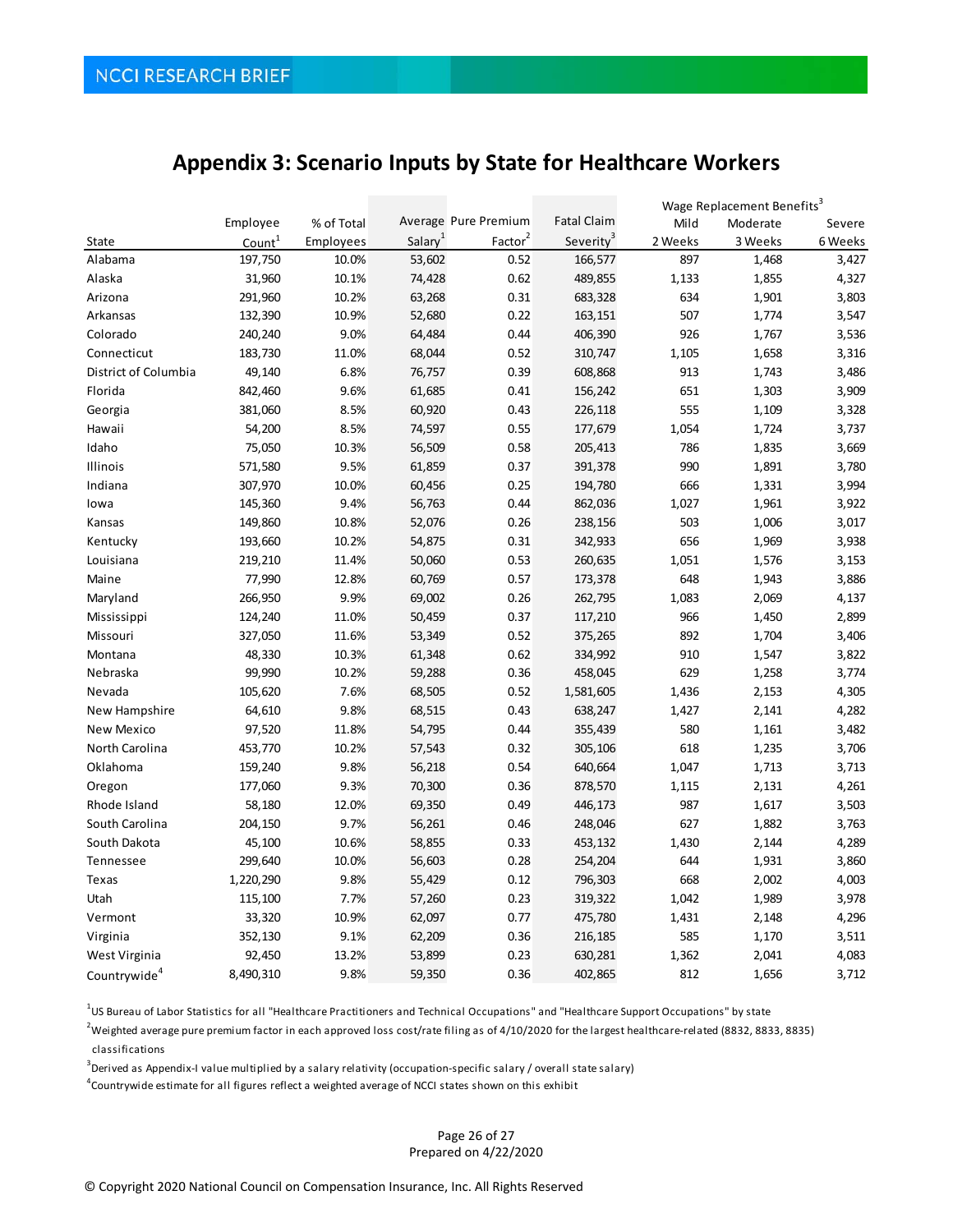## Appendix 3: Scenario Inputs by State for Healthcare Workers

| State | Employee Count[1] | % of Total Employees | Average Salary[1] | Pure Premium Factor[2] | Fatal Claim Severity[3] | Wage Replacement Benefits[3] Mild 2 Weeks | Moderate 3 Weeks | Severe 6 Weeks |
|---|---|---|---|---|---|---|---|---|
| Alabama | 197,750 | 10.0% | 53,602 | 0.52 | 166,577 | 897 | 1,468 | 3,427 |
| Alaska | 31,960 | 10.1% | 74,428 | 0.62 | 489,855 | 1,133 | 1,855 | 4,327 |
| Arizona | 291,960 | 10.2% | 63,268 | 0.31 | 683,328 | 634 | 1,901 | 3,803 |
| Arkansas | 132,390 | 10.9% | 52,680 | 0.22 | 163,151 | 507 | 1,774 | 3,547 |
| Colorado | 240,240 | 9.0% | 64,484 | 0.44 | 406,390 | 926 | 1,767 | 3,536 |
| Connecticut | 183,730 | 11.0% | 68,044 | 0.52 | 310,747 | 1,105 | 1,658 | 3,316 |
| District of Columbia | 49,140 | 6.8% | 76,757 | 0.39 | 608,868 | 913 | 1,743 | 3,486 |
| Florida | 842,460 | 9.6% | 61,685 | 0.41 | 156,242 | 651 | 1,303 | 3,909 |
| Georgia | 381,060 | 8.5% | 60,920 | 0.43 | 226,118 | 555 | 1,109 | 3,328 |
| Hawaii | 54,200 | 8.5% | 74,597 | 0.55 | 177,679 | 1,054 | 1,724 | 3,737 |
| Idaho | 75,050 | 10.3% | 56,509 | 0.58 | 205,413 | 786 | 1,835 | 3,669 |
| Illinois | 571,580 | 9.5% | 61,859 | 0.37 | 391,378 | 990 | 1,891 | 3,780 |
| Indiana | 307,970 | 10.0% | 60,456 | 0.25 | 194,780 | 666 | 1,331 | 3,994 |
| Iowa | 145,360 | 9.4% | 56,763 | 0.44 | 862,036 | 1,027 | 1,961 | 3,922 |
| Kansas | 149,860 | 10.8% | 52,076 | 0.26 | 238,156 | 503 | 1,006 | 3,017 |
| Kentucky | 193,660 | 10.2% | 54,875 | 0.31 | 342,933 | 656 | 1,969 | 3,938 |
| Louisiana | 219,210 | 11.4% | 50,060 | 0.53 | 260,635 | 1,051 | 1,576 | 3,153 |
| Maine | 77,990 | 12.8% | 60,769 | 0.57 | 173,378 | 648 | 1,943 | 3,886 |
| Maryland | 266,950 | 9.9% | 69,002 | 0.26 | 262,795 | 1,083 | 2,069 | 4,137 |
| Mississippi | 124,240 | 11.0% | 50,459 | 0.37 | 117,210 | 966 | 1,450 | 2,899 |
| Missouri | 327,050 | 11.6% | 53,349 | 0.52 | 375,265 | 892 | 1,704 | 3,406 |
| Montana | 48,330 | 10.3% | 61,348 | 0.62 | 334,992 | 910 | 1,547 | 3,822 |
| Nebraska | 99,990 | 10.2% | 59,288 | 0.36 | 458,045 | 629 | 1,258 | 3,774 |
| Nevada | 105,620 | 7.6% | 68,505 | 0.52 | 1,581,605 | 1,436 | 2,153 | 4,305 |
| New Hampshire | 64,610 | 9.8% | 68,515 | 0.43 | 638,247 | 1,427 | 2,141 | 4,282 |
| New Mexico | 97,520 | 11.8% | 54,795 | 0.44 | 355,439 | 580 | 1,161 | 3,482 |
| North Carolina | 453,770 | 10.2% | 57,543 | 0.32 | 305,106 | 618 | 1,235 | 3,706 |
| Oklahoma | 159,240 | 9.8% | 56,218 | 0.54 | 640,664 | 1,047 | 1,713 | 3,713 |
| Oregon | 177,060 | 9.3% | 70,300 | 0.36 | 878,570 | 1,115 | 2,131 | 4,261 |
| Rhode Island | 58,180 | 12.0% | 69,350 | 0.49 | 446,173 | 987 | 1,617 | 3,503 |
| South Carolina | 204,150 | 9.7% | 56,261 | 0.46 | 248,046 | 627 | 1,882 | 3,763 |
| South Dakota | 45,100 | 10.6% | 58,855 | 0.33 | 453,132 | 1,430 | 2,144 | 4,289 |
| Tennessee | 299,640 | 10.0% | 56,603 | 0.28 | 254,204 | 644 | 1,931 | 3,860 |
| Texas | 1,220,290 | 9.8% | 55,429 | 0.12 | 796,303 | 668 | 2,002 | 4,003 |
| Utah | 115,100 | 7.7% | 57,260 | 0.23 | 319,322 | 1,042 | 1,989 | 3,978 |
| Vermont | 33,320 | 10.9% | 62,097 | 0.77 | 475,780 | 1,431 | 2,148 | 4,296 |
| Virginia | 352,130 | 9.1% | 62,209 | 0.36 | 216,185 | 585 | 1,170 | 3,511 |
| West Virginia | 92,450 | 13.2% | 53,899 | 0.23 | 630,281 | 1,362 | 2,041 | 4,083 |
| Countrywide[4] | 8,490,310 | 9.8% | 59,350 | 0.36 | 402,865 | 812 | 1,656 | 3,712 |

[1]US Bureau of Labor Statistics for all "Healthcare Practitioners and Technical Occupations" and "Healthcare Support Occupations" by state

[2]Weighted average pure premium factor in each approved loss cost/rate filing as of 4/10/2020 for the largest healthcare-related (8832, 8833, 8835) classifications

[3]Derived as Appendix-I value multiplied by a salary relativity (occupation-specific salary / overall state salary)

[4]Countrywide estimate for all figures reflect a weighted average of NCCI states shown on this exhibit

Prepared on 4/22/2020

© Copyright 2020 National Council on Compensation Insurance, Inc. All Rights Reserved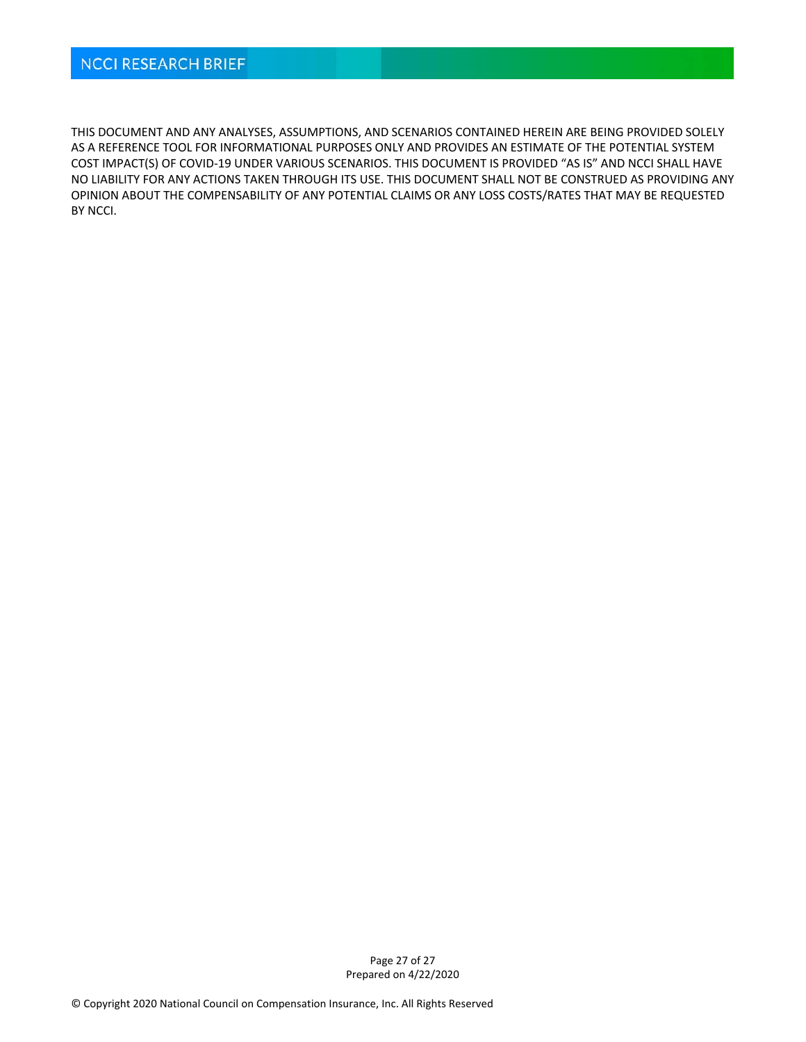THIS DOCUMENT AND ANY ANALYSES, ASSUMPTIONS, AND SCENARIOS CONTAINED HEREIN ARE BEING PROVIDED SOLELY AS A REFERENCE TOOL FOR INFORMATIONAL PURPOSES ONLY AND PROVIDES AN ESTIMATE OF THE POTENTIAL SYSTEM COST IMPACT(S) OF COVID-19 UNDER VARIOUS SCENARIOS. THIS DOCUMENT IS PROVIDED "AS IS" AND NCCI SHALL HAVE NO LIABILITY FOR ANY ACTIONS TAKEN THROUGH ITS USE. THIS DOCUMENT SHALL NOT BE CONSTRUED AS PROVIDING ANY OPINION ABOUT THE COMPENSABILITY OF ANY POTENTIAL CLAIMS OR ANY LOSS COSTS/RATES THAT MAY BE REQUESTED BY NCCI.